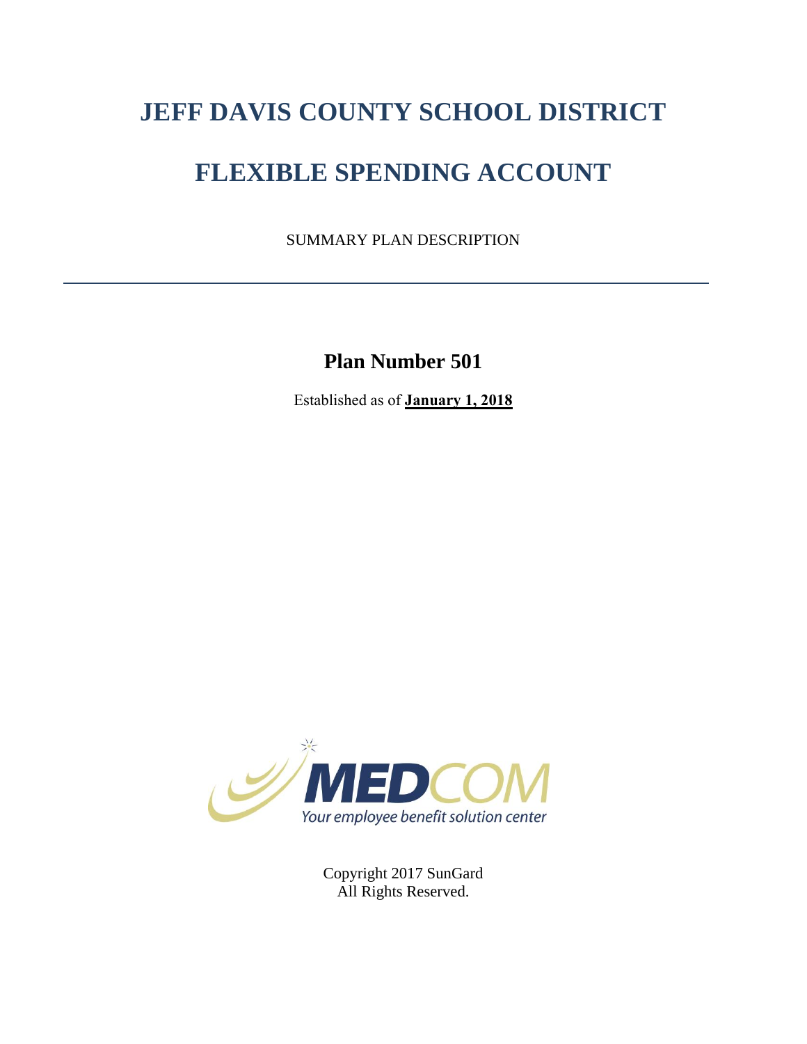# JEFF DAVIS COUNTY SCHOOL DISTRICT

# FLEXIBLE SPENDING ACCOUNT

SUMMARY PLAN DESCRIPTION

---

## Plan Number 501

Established as of **January 1, 2018**

MEDCOM
Your employee benefit solution center

Copyright 2017 SunGard
All Rights Reserved.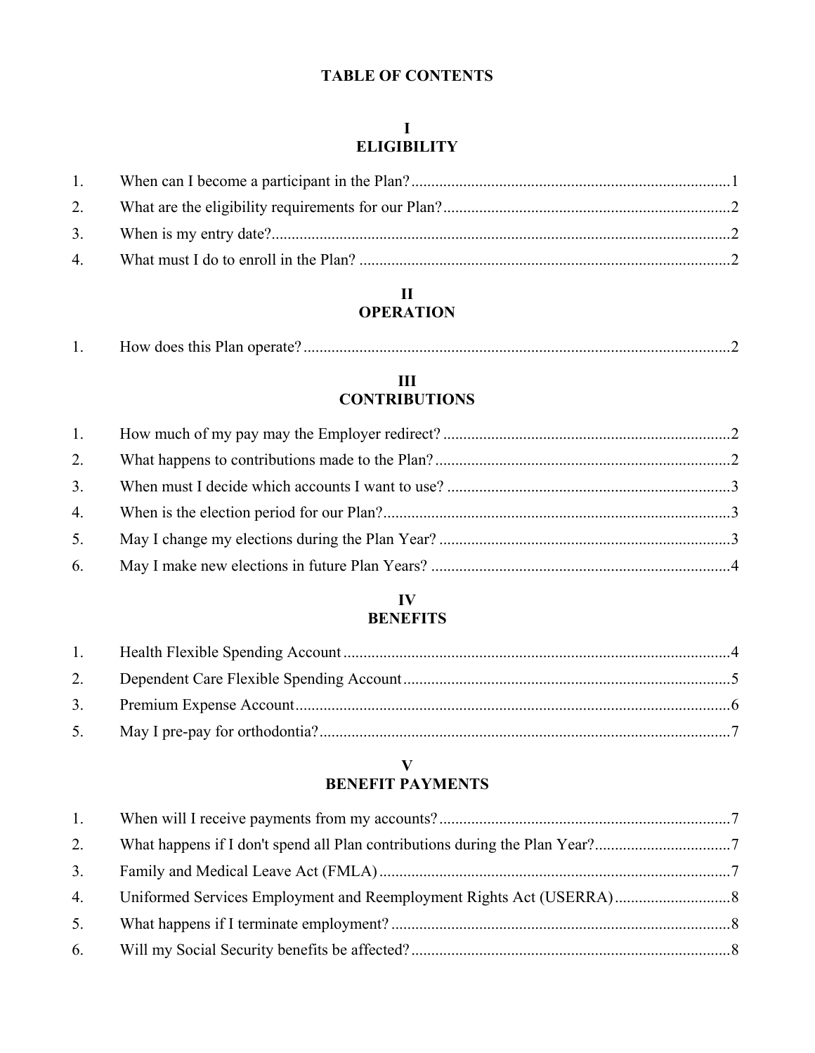# TABLE OF CONTENTS

## I
## ELIGIBILITY

1. When can I become a participant in the Plan? ..... 1
2. What are the eligibility requirements for our Plan? ..... 2
3. When is my entry date? ..... 2
4. What must I do to enroll in the Plan? ..... 2

## II
## OPERATION

1. How does this Plan operate? ..... 2

## III
## CONTRIBUTIONS

1. How much of my pay may the Employer redirect? ..... 2
2. What happens to contributions made to the Plan? ..... 2
3. When must I decide which accounts I want to use? ..... 3
4. When is the election period for our Plan? ..... 3
5. May I change my elections during the Plan Year? ..... 3
6. May I make new elections in future Plan Years? ..... 4

## IV
## BENEFITS

1. Health Flexible Spending Account ..... 4
2. Dependent Care Flexible Spending Account ..... 5
3. Premium Expense Account ..... 6
5. May I pre-pay for orthodontia? ..... 7

## V
## BENEFIT PAYMENTS

1. When will I receive payments from my accounts? ..... 7
2. What happens if I don't spend all Plan contributions during the Plan Year? ..... 7
3. Family and Medical Leave Act (FMLA) ..... 7
4. Uniformed Services Employment and Reemployment Rights Act (USERRA) ..... 8
5. What happens if I terminate employment? ..... 8
6. Will my Social Security benefits be affected? ..... 8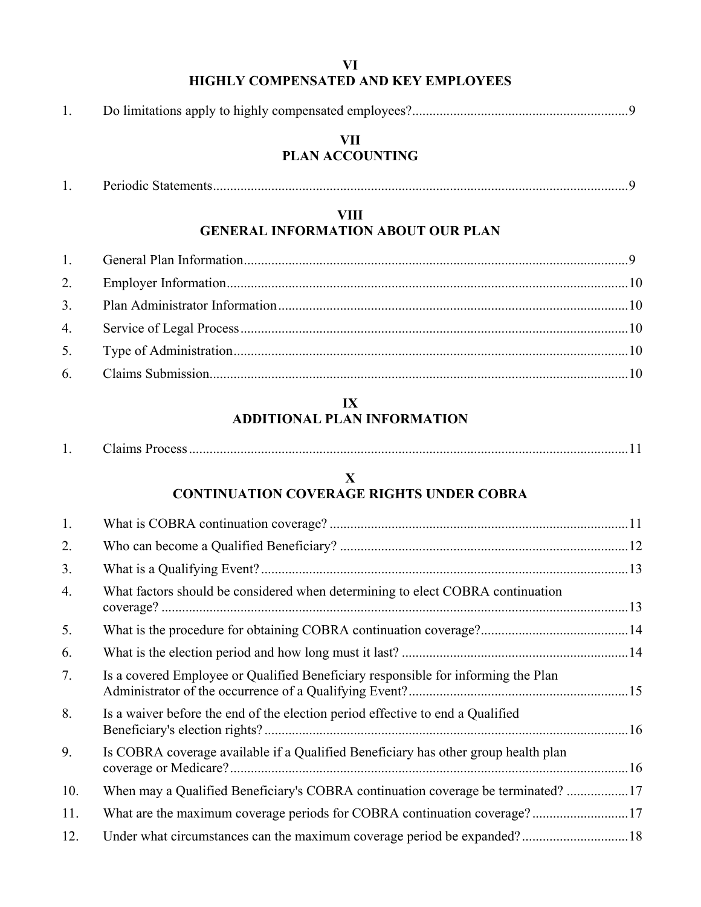## VI
## HIGHLY COMPENSATED AND KEY EMPLOYEES

1. Do limitations apply to highly compensated employees? .......... 9

## VII
## PLAN ACCOUNTING

1. Periodic Statements .......... 9

## VIII
## GENERAL INFORMATION ABOUT OUR PLAN

1. General Plan Information .......... 9
2. Employer Information .......... 10
3. Plan Administrator Information .......... 10
4. Service of Legal Process .......... 10
5. Type of Administration .......... 10
6. Claims Submission .......... 10

## IX
## ADDITIONAL PLAN INFORMATION

1. Claims Process .......... 11

## X
## CONTINUATION COVERAGE RIGHTS UNDER COBRA

1. What is COBRA continuation coverage? .......... 11
2. Who can become a Qualified Beneficiary? .......... 12
3. What is a Qualifying Event? .......... 13
4. What factors should be considered when determining to elect COBRA continuation coverage? .......... 13
5. What is the procedure for obtaining COBRA continuation coverage? .......... 14
6. What is the election period and how long must it last? .......... 14
7. Is a covered Employee or Qualified Beneficiary responsible for informing the Plan Administrator of the occurrence of a Qualifying Event? .......... 15
8. Is a waiver before the end of the election period effective to end a Qualified Beneficiary's election rights? .......... 16
9. Is COBRA coverage available if a Qualified Beneficiary has other group health plan coverage or Medicare? .......... 16
10. When may a Qualified Beneficiary's COBRA continuation coverage be terminated? .......... 17
11. What are the maximum coverage periods for COBRA continuation coverage? .......... 17
12. Under what circumstances can the maximum coverage period be expanded? .......... 18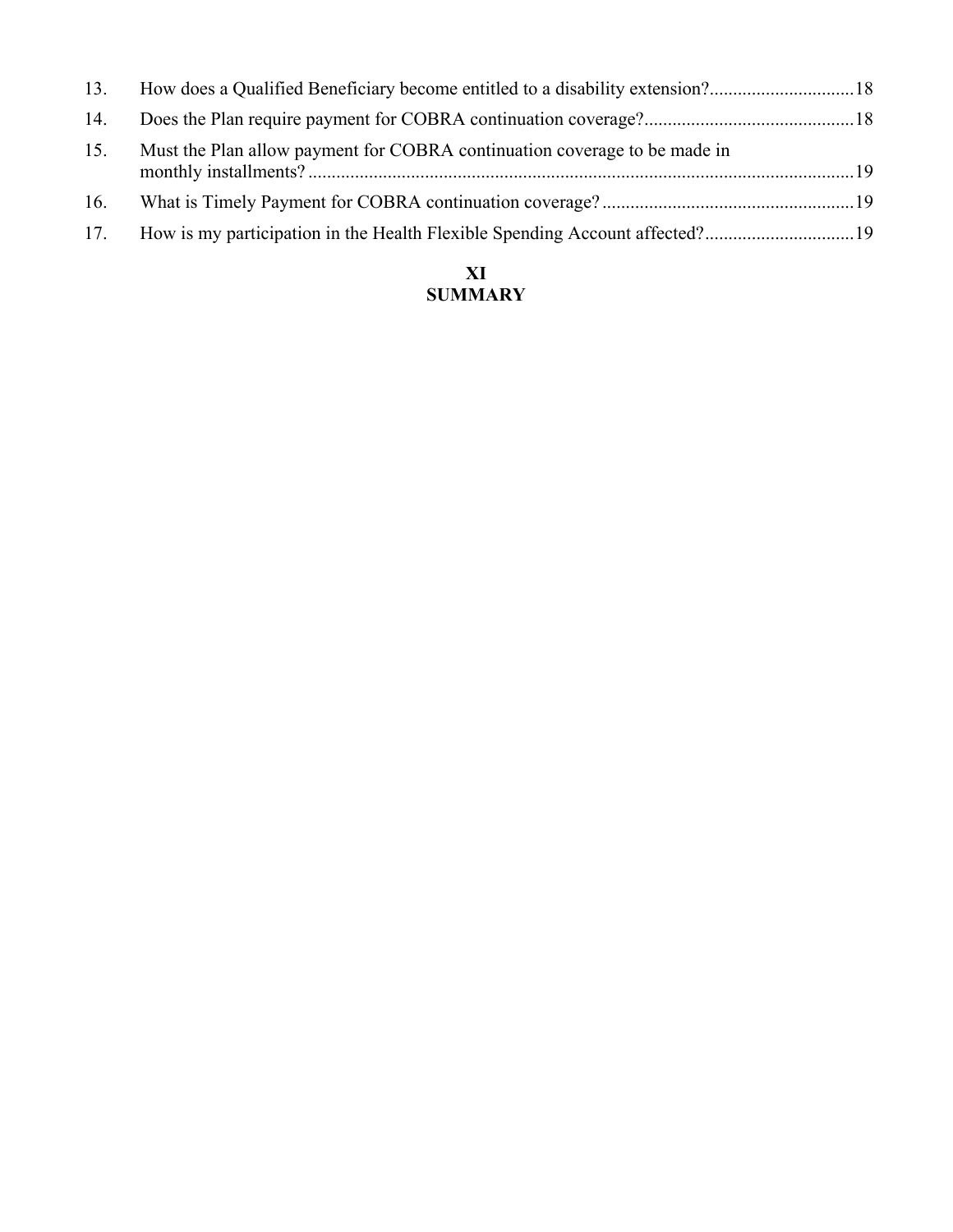13. How does a Qualified Beneficiary become entitled to a disability extension?...............................18
14. Does the Plan require payment for COBRA continuation coverage?.............................................18
15. Must the Plan allow payment for COBRA continuation coverage to be made in monthly installments? ....................................................................................................................19
16. What is Timely Payment for COBRA continuation coverage? ......................................................19
17. How is my participation in the Health Flexible Spending Account affected?................................19

**XI**
**SUMMARY**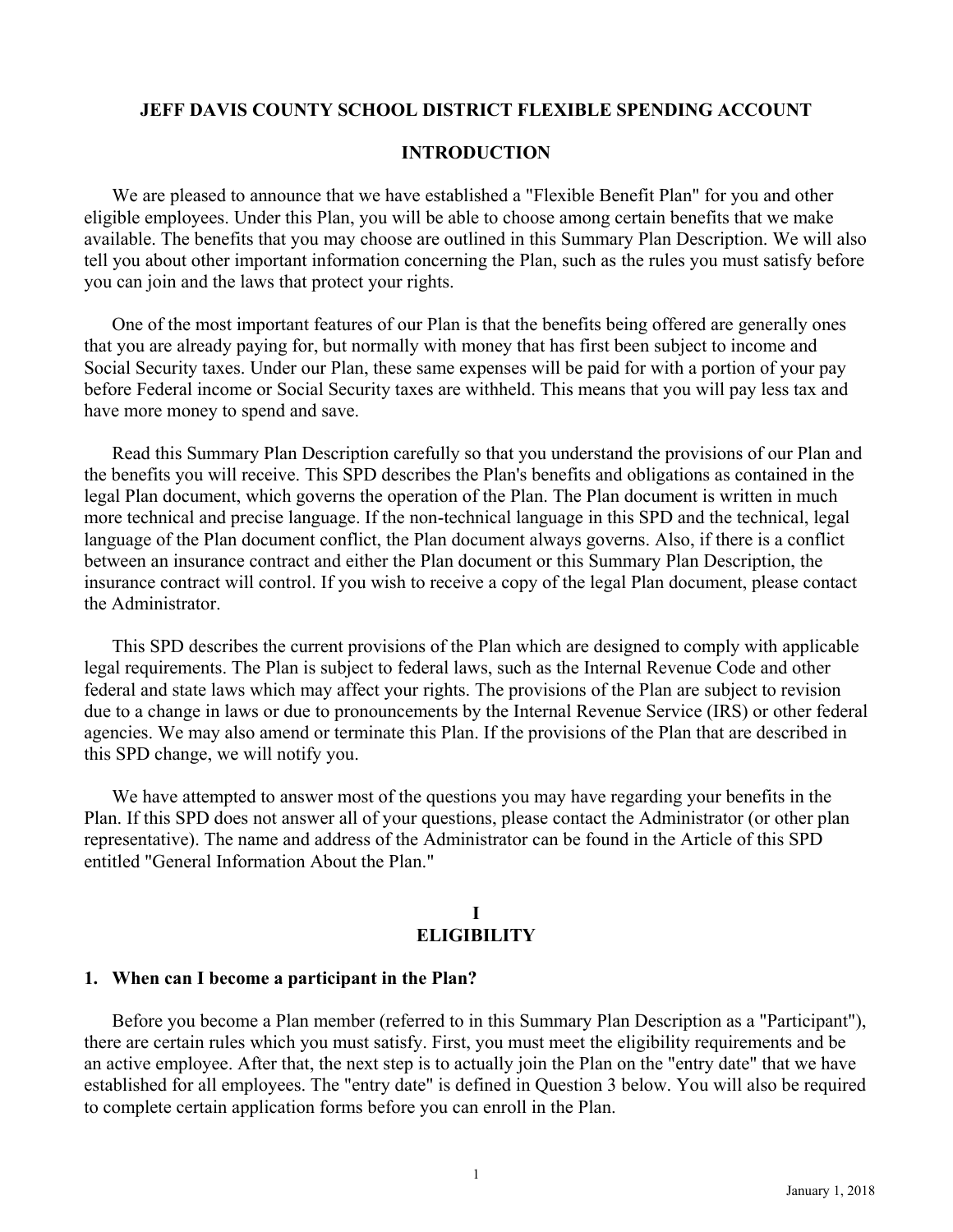# JEFF DAVIS COUNTY SCHOOL DISTRICT FLEXIBLE SPENDING ACCOUNT

## INTRODUCTION

We are pleased to announce that we have established a "Flexible Benefit Plan" for you and other eligible employees. Under this Plan, you will be able to choose among certain benefits that we make available. The benefits that you may choose are outlined in this Summary Plan Description. We will also tell you about other important information concerning the Plan, such as the rules you must satisfy before you can join and the laws that protect your rights.

One of the most important features of our Plan is that the benefits being offered are generally ones that you are already paying for, but normally with money that has first been subject to income and Social Security taxes. Under our Plan, these same expenses will be paid for with a portion of your pay before Federal income or Social Security taxes are withheld. This means that you will pay less tax and have more money to spend and save.

Read this Summary Plan Description carefully so that you understand the provisions of our Plan and the benefits you will receive. This SPD describes the Plan's benefits and obligations as contained in the legal Plan document, which governs the operation of the Plan. The Plan document is written in much more technical and precise language. If the non-technical language in this SPD and the technical, legal language of the Plan document conflict, the Plan document always governs. Also, if there is a conflict between an insurance contract and either the Plan document or this Summary Plan Description, the insurance contract will control. If you wish to receive a copy of the legal Plan document, please contact the Administrator.

This SPD describes the current provisions of the Plan which are designed to comply with applicable legal requirements. The Plan is subject to federal laws, such as the Internal Revenue Code and other federal and state laws which may affect your rights. The provisions of the Plan are subject to revision due to a change in laws or due to pronouncements by the Internal Revenue Service (IRS) or other federal agencies. We may also amend or terminate this Plan. If the provisions of the Plan that are described in this SPD change, we will notify you.

We have attempted to answer most of the questions you may have regarding your benefits in the Plan. If this SPD does not answer all of your questions, please contact the Administrator (or other plan representative). The name and address of the Administrator can be found in the Article of this SPD entitled "General Information About the Plan."

## I
## ELIGIBILITY

### 1. When can I become a participant in the Plan?

Before you become a Plan member (referred to in this Summary Plan Description as a "Participant"), there are certain rules which you must satisfy. First, you must meet the eligibility requirements and be an active employee. After that, the next step is to actually join the Plan on the "entry date" that we have established for all employees. The "entry date" is defined in Question 3 below. You will also be required to complete certain application forms before you can enroll in the Plan.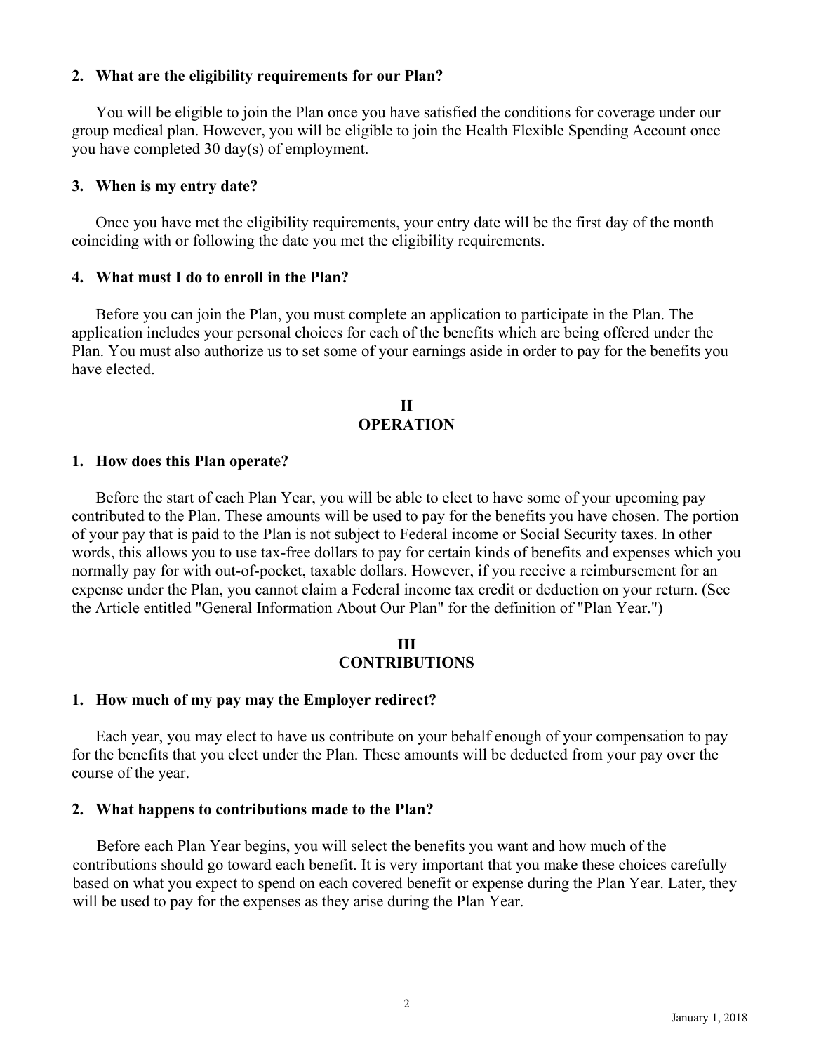### 2. What are the eligibility requirements for our Plan?

You will be eligible to join the Plan once you have satisfied the conditions for coverage under our group medical plan. However, you will be eligible to join the Health Flexible Spending Account once you have completed 30 day(s) of employment.

### 3. When is my entry date?

Once you have met the eligibility requirements, your entry date will be the first day of the month coinciding with or following the date you met the eligibility requirements.

### 4. What must I do to enroll in the Plan?

Before you can join the Plan, you must complete an application to participate in the Plan. The application includes your personal choices for each of the benefits which are being offered under the Plan. You must also authorize us to set some of your earnings aside in order to pay for the benefits you have elected.

## II
## OPERATION

### 1. How does this Plan operate?

Before the start of each Plan Year, you will be able to elect to have some of your upcoming pay contributed to the Plan. These amounts will be used to pay for the benefits you have chosen. The portion of your pay that is paid to the Plan is not subject to Federal income or Social Security taxes. In other words, this allows you to use tax-free dollars to pay for certain kinds of benefits and expenses which you normally pay for with out-of-pocket, taxable dollars. However, if you receive a reimbursement for an expense under the Plan, you cannot claim a Federal income tax credit or deduction on your return. (See the Article entitled "General Information About Our Plan" for the definition of "Plan Year.")

## III
## CONTRIBUTIONS

### 1. How much of my pay may the Employer redirect?

Each year, you may elect to have us contribute on your behalf enough of your compensation to pay for the benefits that you elect under the Plan. These amounts will be deducted from your pay over the course of the year.

### 2. What happens to contributions made to the Plan?

Before each Plan Year begins, you will select the benefits you want and how much of the contributions should go toward each benefit. It is very important that you make these choices carefully based on what you expect to spend on each covered benefit or expense during the Plan Year. Later, they will be used to pay for the expenses as they arise during the Plan Year.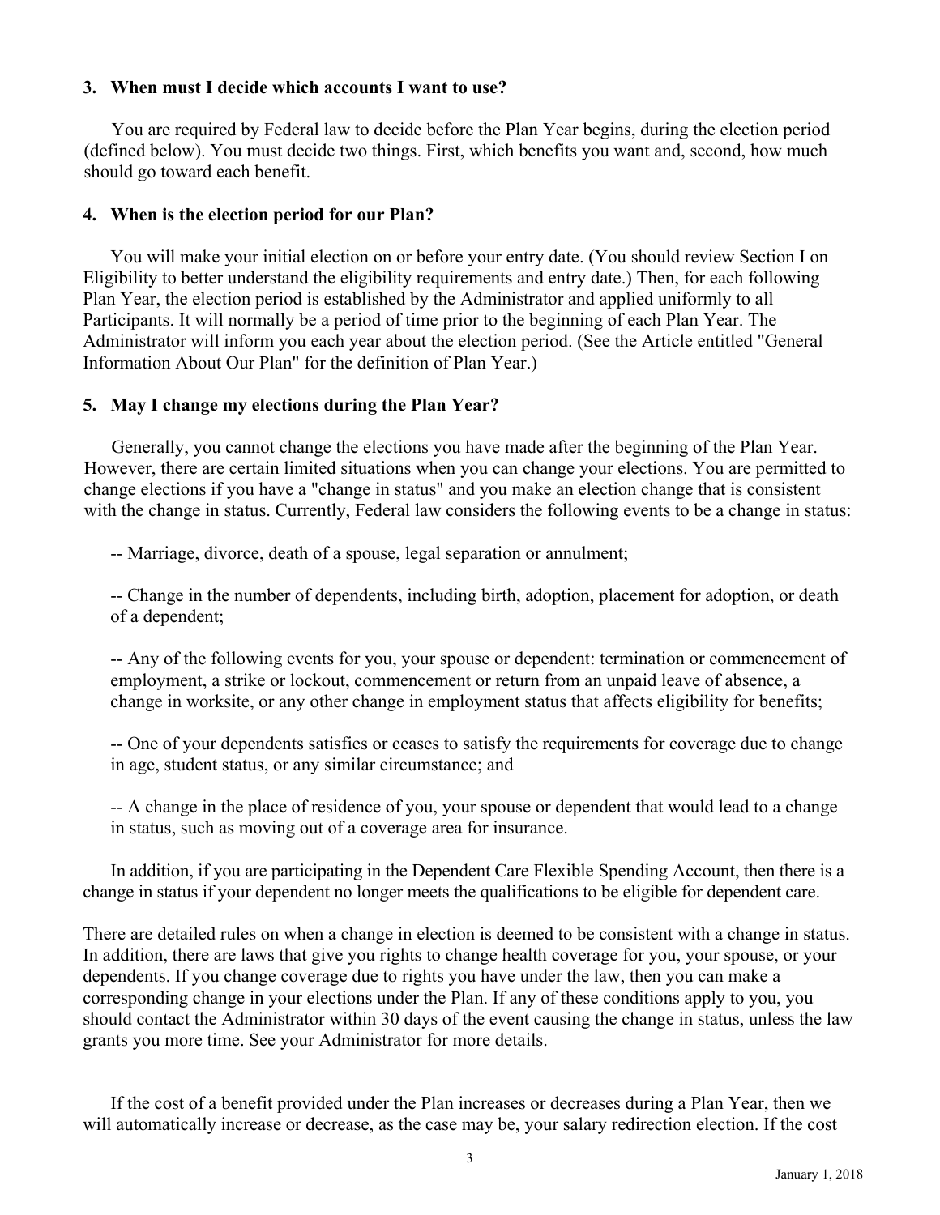### 3. When must I decide which accounts I want to use?

You are required by Federal law to decide before the Plan Year begins, during the election period (defined below). You must decide two things. First, which benefits you want and, second, how much should go toward each benefit.

### 4. When is the election period for our Plan?

You will make your initial election on or before your entry date. (You should review Section I on Eligibility to better understand the eligibility requirements and entry date.) Then, for each following Plan Year, the election period is established by the Administrator and applied uniformly to all Participants. It will normally be a period of time prior to the beginning of each Plan Year. The Administrator will inform you each year about the election period. (See the Article entitled "General Information About Our Plan" for the definition of Plan Year.)

### 5. May I change my elections during the Plan Year?

Generally, you cannot change the elections you have made after the beginning of the Plan Year. However, there are certain limited situations when you can change your elections. You are permitted to change elections if you have a "change in status" and you make an election change that is consistent with the change in status. Currently, Federal law considers the following events to be a change in status:

-- Marriage, divorce, death of a spouse, legal separation or annulment;

-- Change in the number of dependents, including birth, adoption, placement for adoption, or death of a dependent;

-- Any of the following events for you, your spouse or dependent: termination or commencement of employment, a strike or lockout, commencement or return from an unpaid leave of absence, a change in worksite, or any other change in employment status that affects eligibility for benefits;

-- One of your dependents satisfies or ceases to satisfy the requirements for coverage due to change in age, student status, or any similar circumstance; and

-- A change in the place of residence of you, your spouse or dependent that would lead to a change in status, such as moving out of a coverage area for insurance.

In addition, if you are participating in the Dependent Care Flexible Spending Account, then there is a change in status if your dependent no longer meets the qualifications to be eligible for dependent care.

There are detailed rules on when a change in election is deemed to be consistent with a change in status. In addition, there are laws that give you rights to change health coverage for you, your spouse, or your dependents. If you change coverage due to rights you have under the law, then you can make a corresponding change in your elections under the Plan. If any of these conditions apply to you, you should contact the Administrator within 30 days of the event causing the change in status, unless the law grants you more time. See your Administrator for more details.

If the cost of a benefit provided under the Plan increases or decreases during a Plan Year, then we will automatically increase or decrease, as the case may be, your salary redirection election. If the cost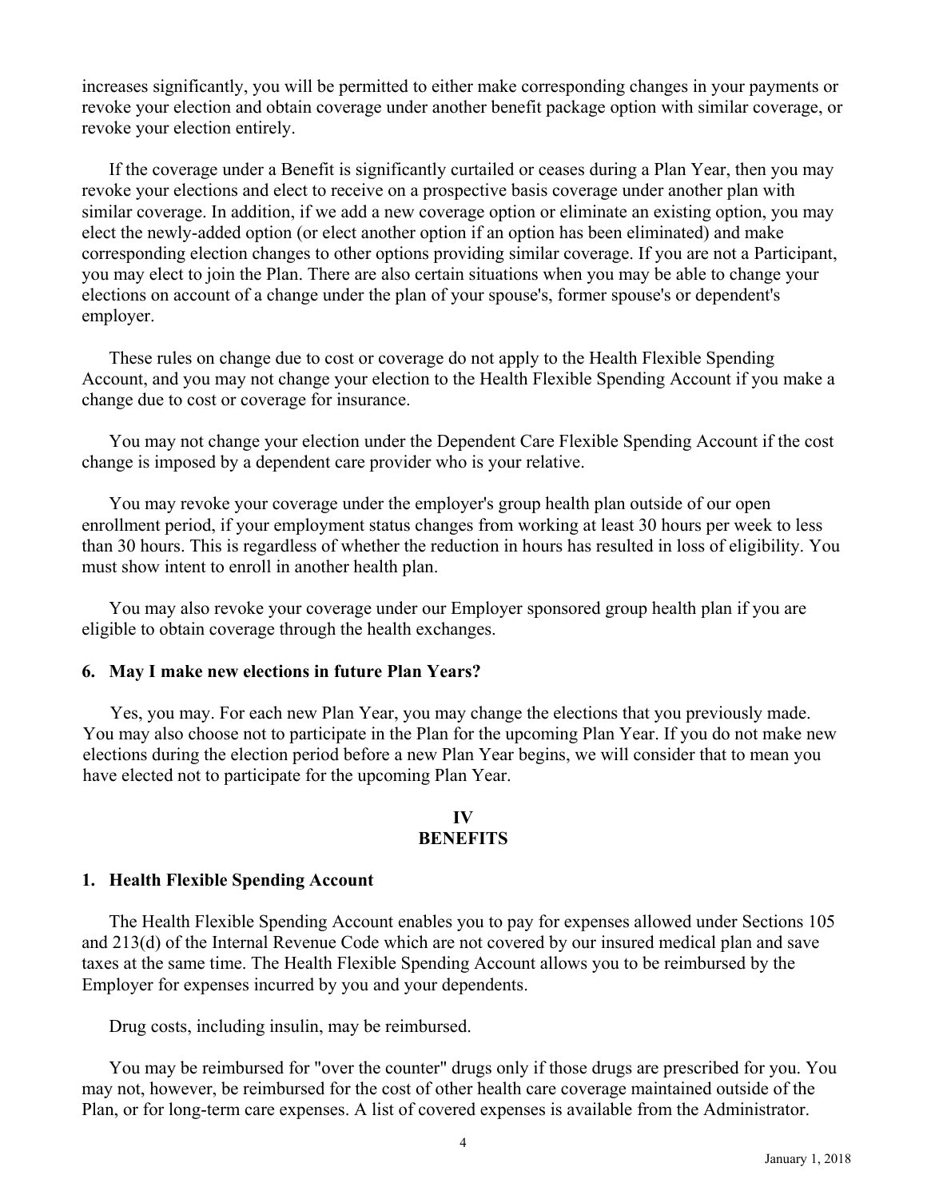increases significantly, you will be permitted to either make corresponding changes in your payments or revoke your election and obtain coverage under another benefit package option with similar coverage, or revoke your election entirely.

If the coverage under a Benefit is significantly curtailed or ceases during a Plan Year, then you may revoke your elections and elect to receive on a prospective basis coverage under another plan with similar coverage. In addition, if we add a new coverage option or eliminate an existing option, you may elect the newly-added option (or elect another option if an option has been eliminated) and make corresponding election changes to other options providing similar coverage. If you are not a Participant, you may elect to join the Plan. There are also certain situations when you may be able to change your elections on account of a change under the plan of your spouse's, former spouse's or dependent's employer.

These rules on change due to cost or coverage do not apply to the Health Flexible Spending Account, and you may not change your election to the Health Flexible Spending Account if you make a change due to cost or coverage for insurance.

You may not change your election under the Dependent Care Flexible Spending Account if the cost change is imposed by a dependent care provider who is your relative.

You may revoke your coverage under the employer's group health plan outside of our open enrollment period, if your employment status changes from working at least 30 hours per week to less than 30 hours. This is regardless of whether the reduction in hours has resulted in loss of eligibility. You must show intent to enroll in another health plan.

You may also revoke your coverage under our Employer sponsored group health plan if you are eligible to obtain coverage through the health exchanges.

### 6. May I make new elections in future Plan Years?

Yes, you may. For each new Plan Year, you may change the elections that you previously made. You may also choose not to participate in the Plan for the upcoming Plan Year. If you do not make new elections during the election period before a new Plan Year begins, we will consider that to mean you have elected not to participate for the upcoming Plan Year.

## IV
## BENEFITS

### 1. Health Flexible Spending Account

The Health Flexible Spending Account enables you to pay for expenses allowed under Sections 105 and 213(d) of the Internal Revenue Code which are not covered by our insured medical plan and save taxes at the same time. The Health Flexible Spending Account allows you to be reimbursed by the Employer for expenses incurred by you and your dependents.

Drug costs, including insulin, may be reimbursed.

You may be reimbursed for "over the counter" drugs only if those drugs are prescribed for you. You may not, however, be reimbursed for the cost of other health care coverage maintained outside of the Plan, or for long-term care expenses. A list of covered expenses is available from the Administrator.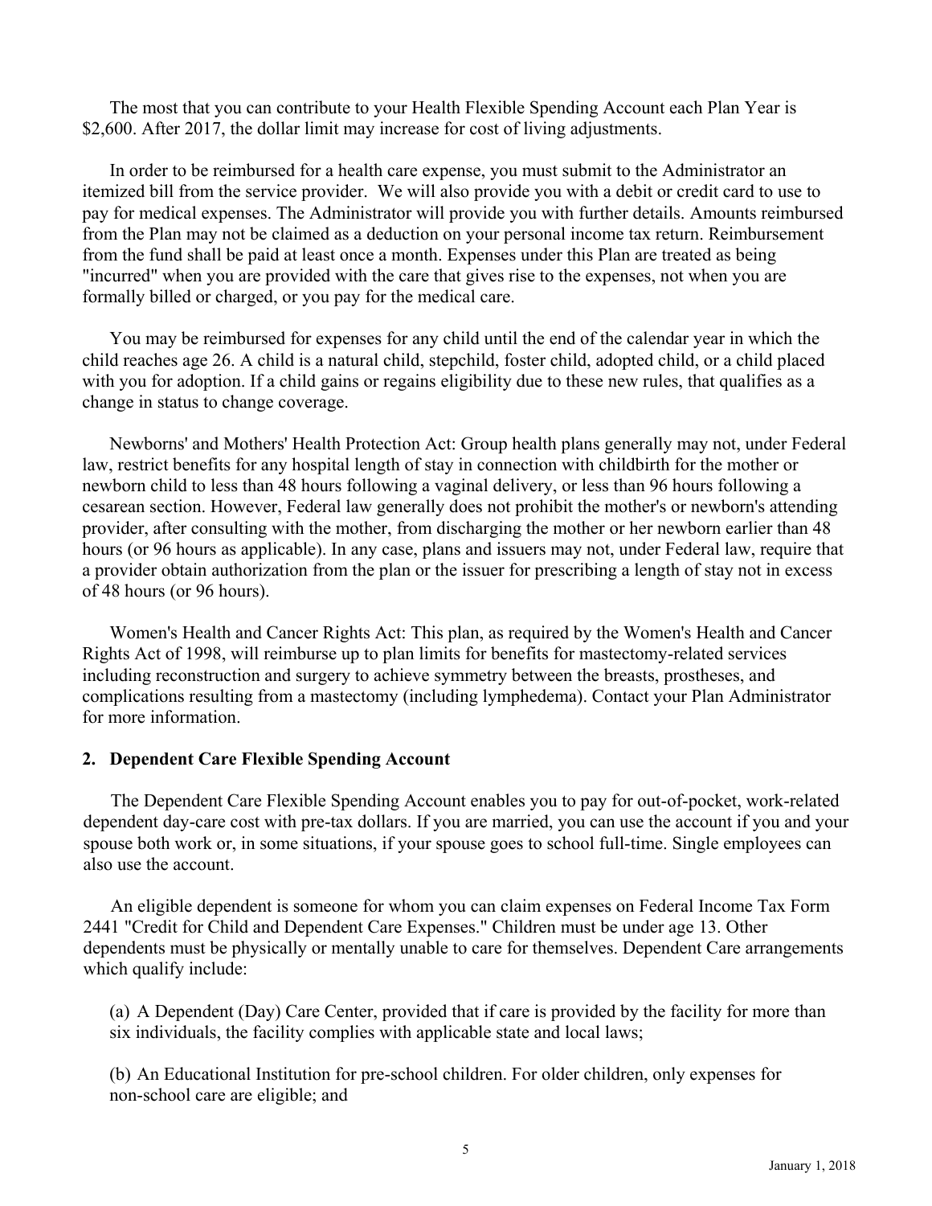The most that you can contribute to your Health Flexible Spending Account each Plan Year is $2,600. After 2017, the dollar limit may increase for cost of living adjustments.

In order to be reimbursed for a health care expense, you must submit to the Administrator an itemized bill from the service provider. We will also provide you with a debit or credit card to use to pay for medical expenses. The Administrator will provide you with further details. Amounts reimbursed from the Plan may not be claimed as a deduction on your personal income tax return. Reimbursement from the fund shall be paid at least once a month. Expenses under this Plan are treated as being "incurred" when you are provided with the care that gives rise to the expenses, not when you are formally billed or charged, or you pay for the medical care.

You may be reimbursed for expenses for any child until the end of the calendar year in which the child reaches age 26. A child is a natural child, stepchild, foster child, adopted child, or a child placed with you for adoption. If a child gains or regains eligibility due to these new rules, that qualifies as a change in status to change coverage.

Newborns' and Mothers' Health Protection Act: Group health plans generally may not, under Federal law, restrict benefits for any hospital length of stay in connection with childbirth for the mother or newborn child to less than 48 hours following a vaginal delivery, or less than 96 hours following a cesarean section. However, Federal law generally does not prohibit the mother's or newborn's attending provider, after consulting with the mother, from discharging the mother or her newborn earlier than 48 hours (or 96 hours as applicable). In any case, plans and issuers may not, under Federal law, require that a provider obtain authorization from the plan or the issuer for prescribing a length of stay not in excess of 48 hours (or 96 hours).

Women's Health and Cancer Rights Act: This plan, as required by the Women's Health and Cancer Rights Act of 1998, will reimburse up to plan limits for benefits for mastectomy-related services including reconstruction and surgery to achieve symmetry between the breasts, prostheses, and complications resulting from a mastectomy (including lymphedema). Contact your Plan Administrator for more information.

**2. Dependent Care Flexible Spending Account**

The Dependent Care Flexible Spending Account enables you to pay for out-of-pocket, work-related dependent day-care cost with pre-tax dollars. If you are married, you can use the account if you and your spouse both work or, in some situations, if your spouse goes to school full-time. Single employees can also use the account.

An eligible dependent is someone for whom you can claim expenses on Federal Income Tax Form 2441 "Credit for Child and Dependent Care Expenses." Children must be under age 13. Other dependents must be physically or mentally unable to care for themselves. Dependent Care arrangements which qualify include:

(a) A Dependent (Day) Care Center, provided that if care is provided by the facility for more than six individuals, the facility complies with applicable state and local laws;

(b) An Educational Institution for pre-school children. For older children, only expenses for non-school care are eligible; and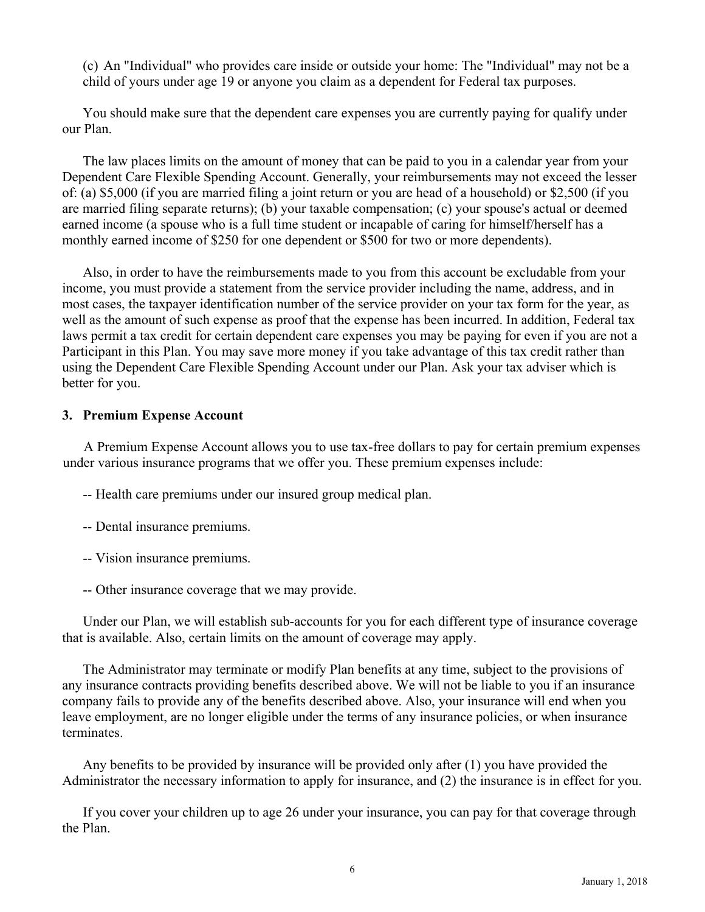(c) An "Individual" who provides care inside or outside your home: The "Individual" may not be a child of yours under age 19 or anyone you claim as a dependent for Federal tax purposes.

You should make sure that the dependent care expenses you are currently paying for qualify under our Plan.

The law places limits on the amount of money that can be paid to you in a calendar year from your Dependent Care Flexible Spending Account. Generally, your reimbursements may not exceed the lesser of: (a) $5,000 (if you are married filing a joint return or you are head of a household) or $2,500 (if you are married filing separate returns); (b) your taxable compensation; (c) your spouse's actual or deemed earned income (a spouse who is a full time student or incapable of caring for himself/herself has a monthly earned income of $250 for one dependent or $500 for two or more dependents).

Also, in order to have the reimbursements made to you from this account be excludable from your income, you must provide a statement from the service provider including the name, address, and in most cases, the taxpayer identification number of the service provider on your tax form for the year, as well as the amount of such expense as proof that the expense has been incurred. In addition, Federal tax laws permit a tax credit for certain dependent care expenses you may be paying for even if you are not a Participant in this Plan. You may save more money if you take advantage of this tax credit rather than using the Dependent Care Flexible Spending Account under our Plan. Ask your tax adviser which is better for you.

### 3. Premium Expense Account

A Premium Expense Account allows you to use tax-free dollars to pay for certain premium expenses under various insurance programs that we offer you. These premium expenses include:

-- Health care premiums under our insured group medical plan.

-- Dental insurance premiums.

-- Vision insurance premiums.

-- Other insurance coverage that we may provide.

Under our Plan, we will establish sub-accounts for you for each different type of insurance coverage that is available. Also, certain limits on the amount of coverage may apply.

The Administrator may terminate or modify Plan benefits at any time, subject to the provisions of any insurance contracts providing benefits described above. We will not be liable to you if an insurance company fails to provide any of the benefits described above. Also, your insurance will end when you leave employment, are no longer eligible under the terms of any insurance policies, or when insurance terminates.

Any benefits to be provided by insurance will be provided only after (1) you have provided the Administrator the necessary information to apply for insurance, and (2) the insurance is in effect for you.

If you cover your children up to age 26 under your insurance, you can pay for that coverage through the Plan.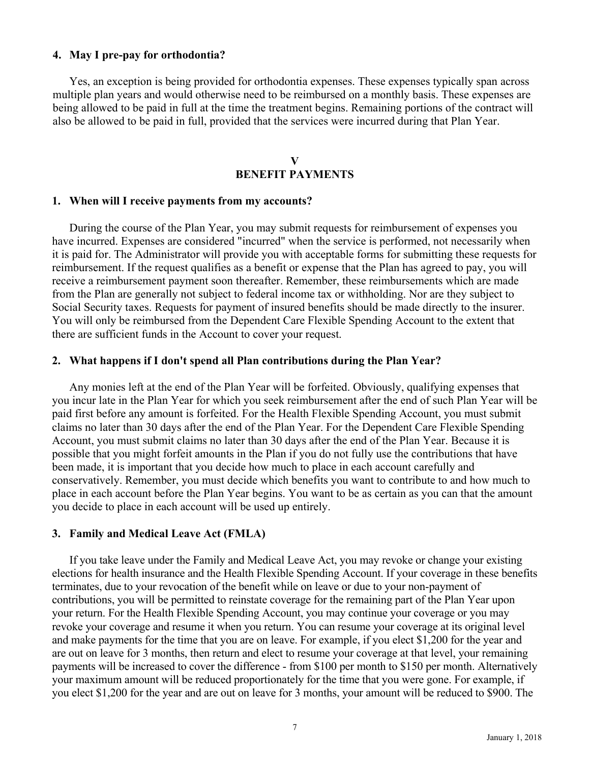### 4. May I pre-pay for orthodontia?

Yes, an exception is being provided for orthodontia expenses. These expenses typically span across multiple plan years and would otherwise need to be reimbursed on a monthly basis. These expenses are being allowed to be paid in full at the time the treatment begins. Remaining portions of the contract will also be allowed to be paid in full, provided that the services were incurred during that Plan Year.

## V
## BENEFIT PAYMENTS

### 1. When will I receive payments from my accounts?

During the course of the Plan Year, you may submit requests for reimbursement of expenses you have incurred. Expenses are considered "incurred" when the service is performed, not necessarily when it is paid for. The Administrator will provide you with acceptable forms for submitting these requests for reimbursement. If the request qualifies as a benefit or expense that the Plan has agreed to pay, you will receive a reimbursement payment soon thereafter. Remember, these reimbursements which are made from the Plan are generally not subject to federal income tax or withholding. Nor are they subject to Social Security taxes. Requests for payment of insured benefits should be made directly to the insurer. You will only be reimbursed from the Dependent Care Flexible Spending Account to the extent that there are sufficient funds in the Account to cover your request.

### 2. What happens if I don't spend all Plan contributions during the Plan Year?

Any monies left at the end of the Plan Year will be forfeited. Obviously, qualifying expenses that you incur late in the Plan Year for which you seek reimbursement after the end of such Plan Year will be paid first before any amount is forfeited. For the Health Flexible Spending Account, you must submit claims no later than 30 days after the end of the Plan Year. For the Dependent Care Flexible Spending Account, you must submit claims no later than 30 days after the end of the Plan Year. Because it is possible that you might forfeit amounts in the Plan if you do not fully use the contributions that have been made, it is important that you decide how much to place in each account carefully and conservatively. Remember, you must decide which benefits you want to contribute to and how much to place in each account before the Plan Year begins. You want to be as certain as you can that the amount you decide to place in each account will be used up entirely.

### 3. Family and Medical Leave Act (FMLA)

If you take leave under the Family and Medical Leave Act, you may revoke or change your existing elections for health insurance and the Health Flexible Spending Account. If your coverage in these benefits terminates, due to your revocation of the benefit while on leave or due to your non-payment of contributions, you will be permitted to reinstate coverage for the remaining part of the Plan Year upon your return. For the Health Flexible Spending Account, you may continue your coverage or you may revoke your coverage and resume it when you return. You can resume your coverage at its original level and make payments for the time that you are on leave. For example, if you elect $1,200 for the year and are out on leave for 3 months, then return and elect to resume your coverage at that level, your remaining payments will be increased to cover the difference - from $100 per month to $150 per month. Alternatively your maximum amount will be reduced proportionately for the time that you were gone. For example, if you elect $1,200 for the year and are out on leave for 3 months, your amount will be reduced to $900. The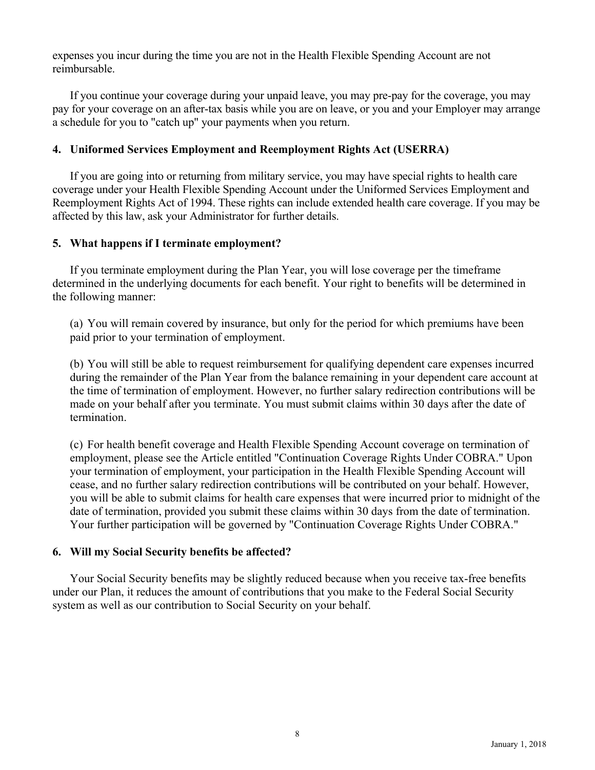expenses you incur during the time you are not in the Health Flexible Spending Account are not reimbursable.

If you continue your coverage during your unpaid leave, you may pre-pay for the coverage, you may pay for your coverage on an after-tax basis while you are on leave, or you and your Employer may arrange a schedule for you to "catch up" your payments when you return.

### 4. Uniformed Services Employment and Reemployment Rights Act (USERRA)

If you are going into or returning from military service, you may have special rights to health care coverage under your Health Flexible Spending Account under the Uniformed Services Employment and Reemployment Rights Act of 1994. These rights can include extended health care coverage. If you may be affected by this law, ask your Administrator for further details.

### 5. What happens if I terminate employment?

If you terminate employment during the Plan Year, you will lose coverage per the timeframe determined in the underlying documents for each benefit. Your right to benefits will be determined in the following manner:

(a) You will remain covered by insurance, but only for the period for which premiums have been paid prior to your termination of employment.

(b) You will still be able to request reimbursement for qualifying dependent care expenses incurred during the remainder of the Plan Year from the balance remaining in your dependent care account at the time of termination of employment. However, no further salary redirection contributions will be made on your behalf after you terminate. You must submit claims within 30 days after the date of termination.

(c) For health benefit coverage and Health Flexible Spending Account coverage on termination of employment, please see the Article entitled "Continuation Coverage Rights Under COBRA." Upon your termination of employment, your participation in the Health Flexible Spending Account will cease, and no further salary redirection contributions will be contributed on your behalf. However, you will be able to submit claims for health care expenses that were incurred prior to midnight of the date of termination, provided you submit these claims within 30 days from the date of termination. Your further participation will be governed by "Continuation Coverage Rights Under COBRA."

### 6. Will my Social Security benefits be affected?

Your Social Security benefits may be slightly reduced because when you receive tax-free benefits under our Plan, it reduces the amount of contributions that you make to the Federal Social Security system as well as our contribution to Social Security on your behalf.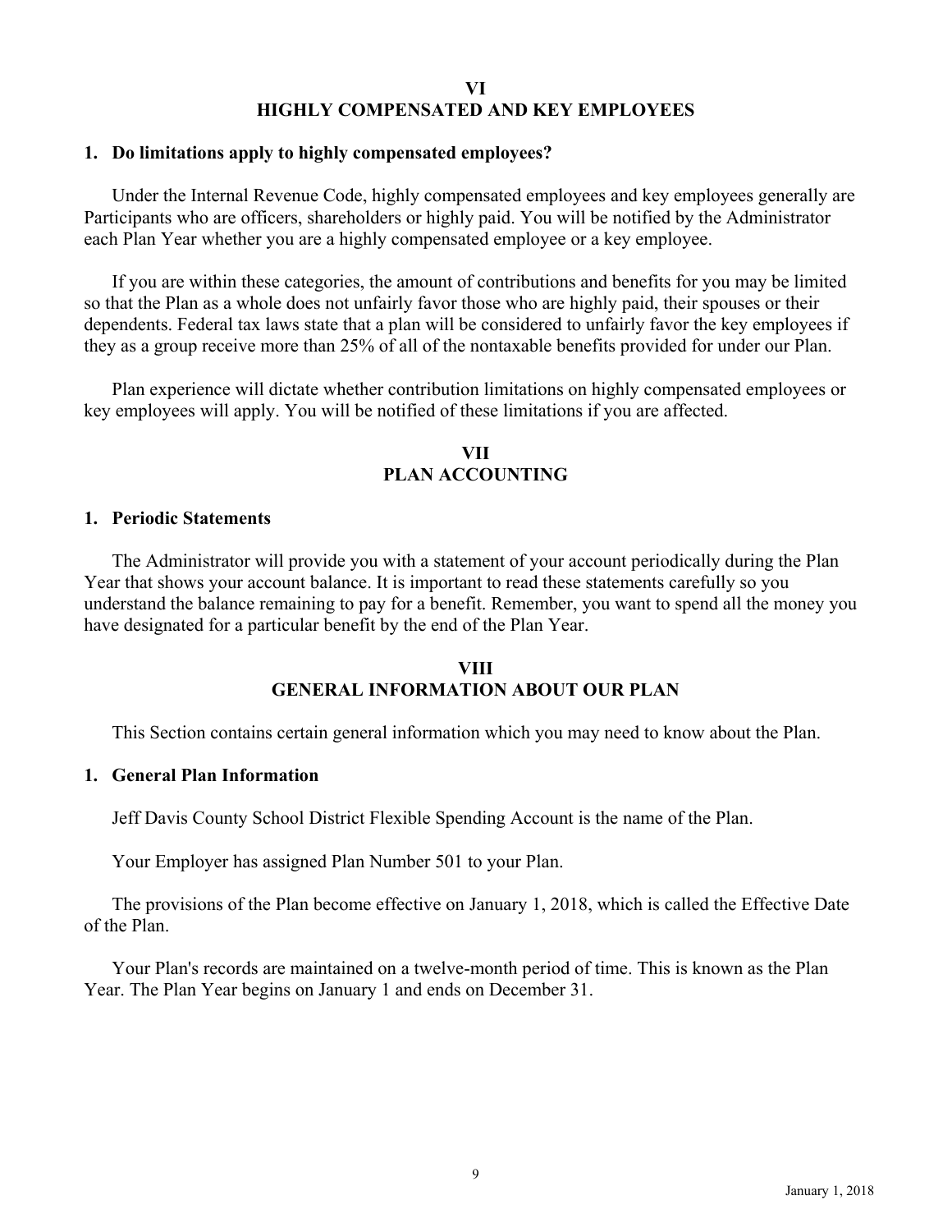## VI
## HIGHLY COMPENSATED AND KEY EMPLOYEES

### 1. Do limitations apply to highly compensated employees?

Under the Internal Revenue Code, highly compensated employees and key employees generally are Participants who are officers, shareholders or highly paid. You will be notified by the Administrator each Plan Year whether you are a highly compensated employee or a key employee.

If you are within these categories, the amount of contributions and benefits for you may be limited so that the Plan as a whole does not unfairly favor those who are highly paid, their spouses or their dependents. Federal tax laws state that a plan will be considered to unfairly favor the key employees if they as a group receive more than 25% of all of the nontaxable benefits provided for under our Plan.

Plan experience will dictate whether contribution limitations on highly compensated employees or key employees will apply. You will be notified of these limitations if you are affected.

## VII
## PLAN ACCOUNTING

### 1. Periodic Statements

The Administrator will provide you with a statement of your account periodically during the Plan Year that shows your account balance. It is important to read these statements carefully so you understand the balance remaining to pay for a benefit. Remember, you want to spend all the money you have designated for a particular benefit by the end of the Plan Year.

## VIII
## GENERAL INFORMATION ABOUT OUR PLAN

This Section contains certain general information which you may need to know about the Plan.

### 1. General Plan Information

Jeff Davis County School District Flexible Spending Account is the name of the Plan.

Your Employer has assigned Plan Number 501 to your Plan.

The provisions of the Plan become effective on January 1, 2018, which is called the Effective Date of the Plan.

Your Plan's records are maintained on a twelve-month period of time. This is known as the Plan Year. The Plan Year begins on January 1 and ends on December 31.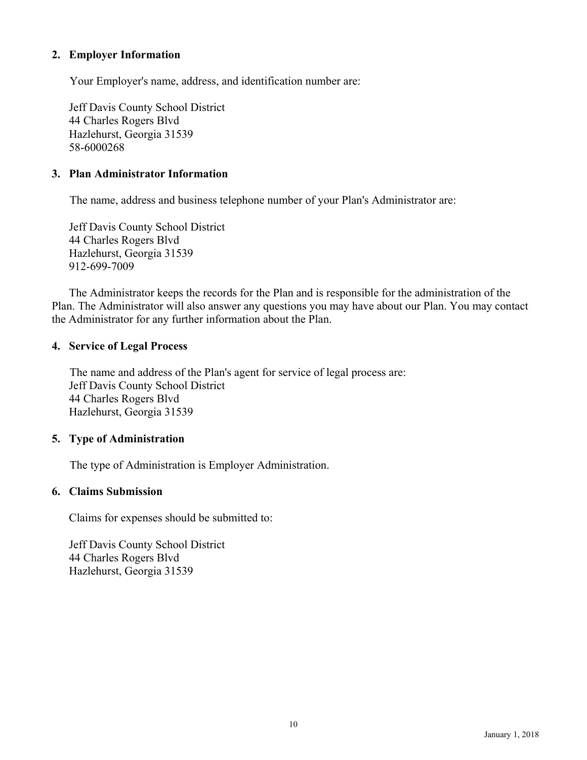## 2. Employer Information

Your Employer's name, address, and identification number are:

Jeff Davis County School District
44 Charles Rogers Blvd
Hazlehurst, Georgia 31539
58-6000268

## 3. Plan Administrator Information

The name, address and business telephone number of your Plan's Administrator are:

Jeff Davis County School District
44 Charles Rogers Blvd
Hazlehurst, Georgia 31539
912-699-7009

The Administrator keeps the records for the Plan and is responsible for the administration of the Plan. The Administrator will also answer any questions you may have about our Plan. You may contact the Administrator for any further information about the Plan.

## 4. Service of Legal Process

The name and address of the Plan's agent for service of legal process are:
Jeff Davis County School District
44 Charles Rogers Blvd
Hazlehurst, Georgia 31539

## 5. Type of Administration

The type of Administration is Employer Administration.

## 6. Claims Submission

Claims for expenses should be submitted to:

Jeff Davis County School District
44 Charles Rogers Blvd
Hazlehurst, Georgia 31539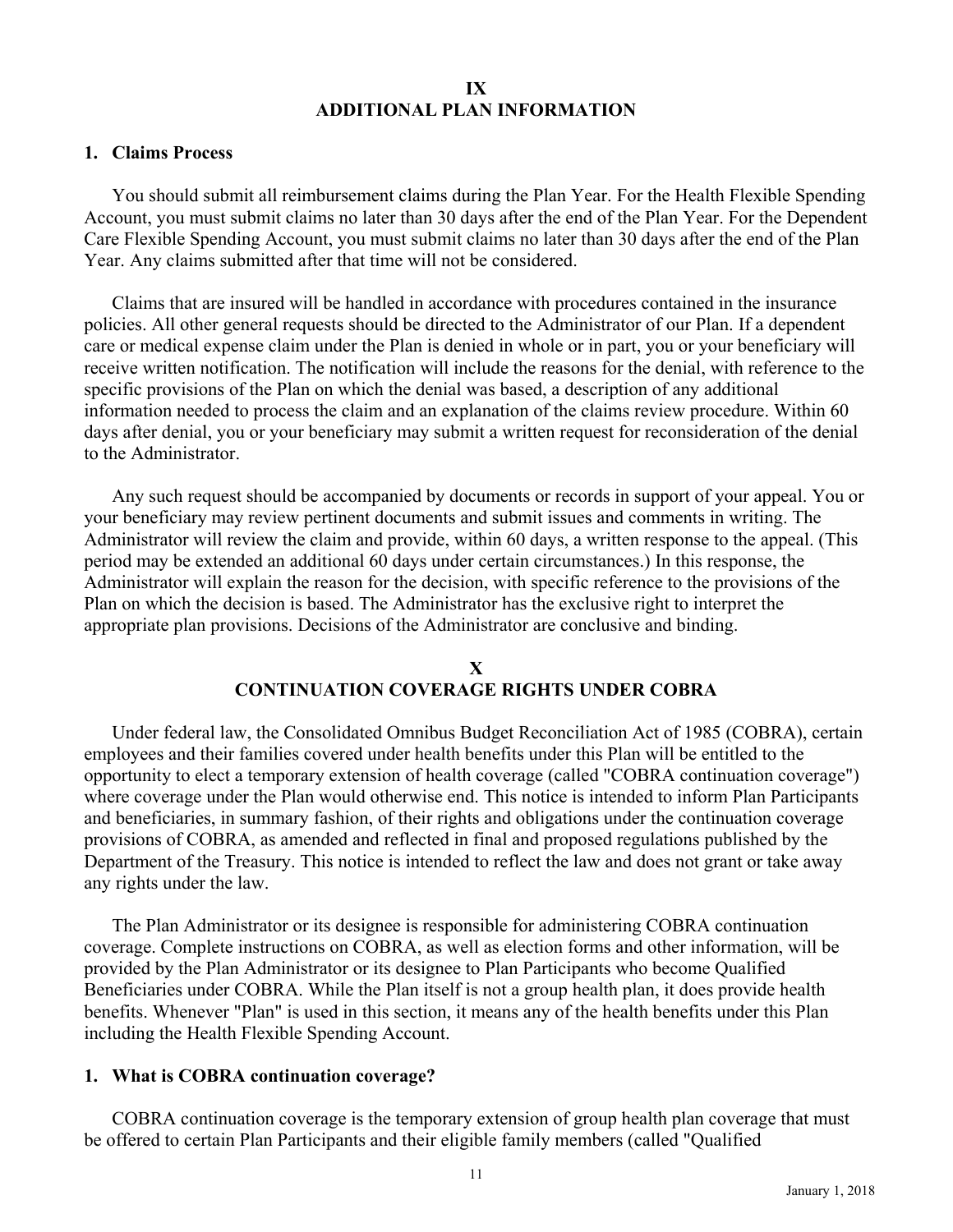# IX
# ADDITIONAL PLAN INFORMATION

### 1. Claims Process

You should submit all reimbursement claims during the Plan Year. For the Health Flexible Spending Account, you must submit claims no later than 30 days after the end of the Plan Year. For the Dependent Care Flexible Spending Account, you must submit claims no later than 30 days after the end of the Plan Year. Any claims submitted after that time will not be considered.

Claims that are insured will be handled in accordance with procedures contained in the insurance policies. All other general requests should be directed to the Administrator of our Plan. If a dependent care or medical expense claim under the Plan is denied in whole or in part, you or your beneficiary will receive written notification. The notification will include the reasons for the denial, with reference to the specific provisions of the Plan on which the denial was based, a description of any additional information needed to process the claim and an explanation of the claims review procedure. Within 60 days after denial, you or your beneficiary may submit a written request for reconsideration of the denial to the Administrator.

Any such request should be accompanied by documents or records in support of your appeal. You or your beneficiary may review pertinent documents and submit issues and comments in writing. The Administrator will review the claim and provide, within 60 days, a written response to the appeal. (This period may be extended an additional 60 days under certain circumstances.) In this response, the Administrator will explain the reason for the decision, with specific reference to the provisions of the Plan on which the decision is based. The Administrator has the exclusive right to interpret the appropriate plan provisions. Decisions of the Administrator are conclusive and binding.

# X
# CONTINUATION COVERAGE RIGHTS UNDER COBRA

Under federal law, the Consolidated Omnibus Budget Reconciliation Act of 1985 (COBRA), certain employees and their families covered under health benefits under this Plan will be entitled to the opportunity to elect a temporary extension of health coverage (called "COBRA continuation coverage") where coverage under the Plan would otherwise end. This notice is intended to inform Plan Participants and beneficiaries, in summary fashion, of their rights and obligations under the continuation coverage provisions of COBRA, as amended and reflected in final and proposed regulations published by the Department of the Treasury. This notice is intended to reflect the law and does not grant or take away any rights under the law.

The Plan Administrator or its designee is responsible for administering COBRA continuation coverage. Complete instructions on COBRA, as well as election forms and other information, will be provided by the Plan Administrator or its designee to Plan Participants who become Qualified Beneficiaries under COBRA. While the Plan itself is not a group health plan, it does provide health benefits. Whenever "Plan" is used in this section, it means any of the health benefits under this Plan including the Health Flexible Spending Account.

### 1. What is COBRA continuation coverage?

COBRA continuation coverage is the temporary extension of group health plan coverage that must be offered to certain Plan Participants and their eligible family members (called "Qualified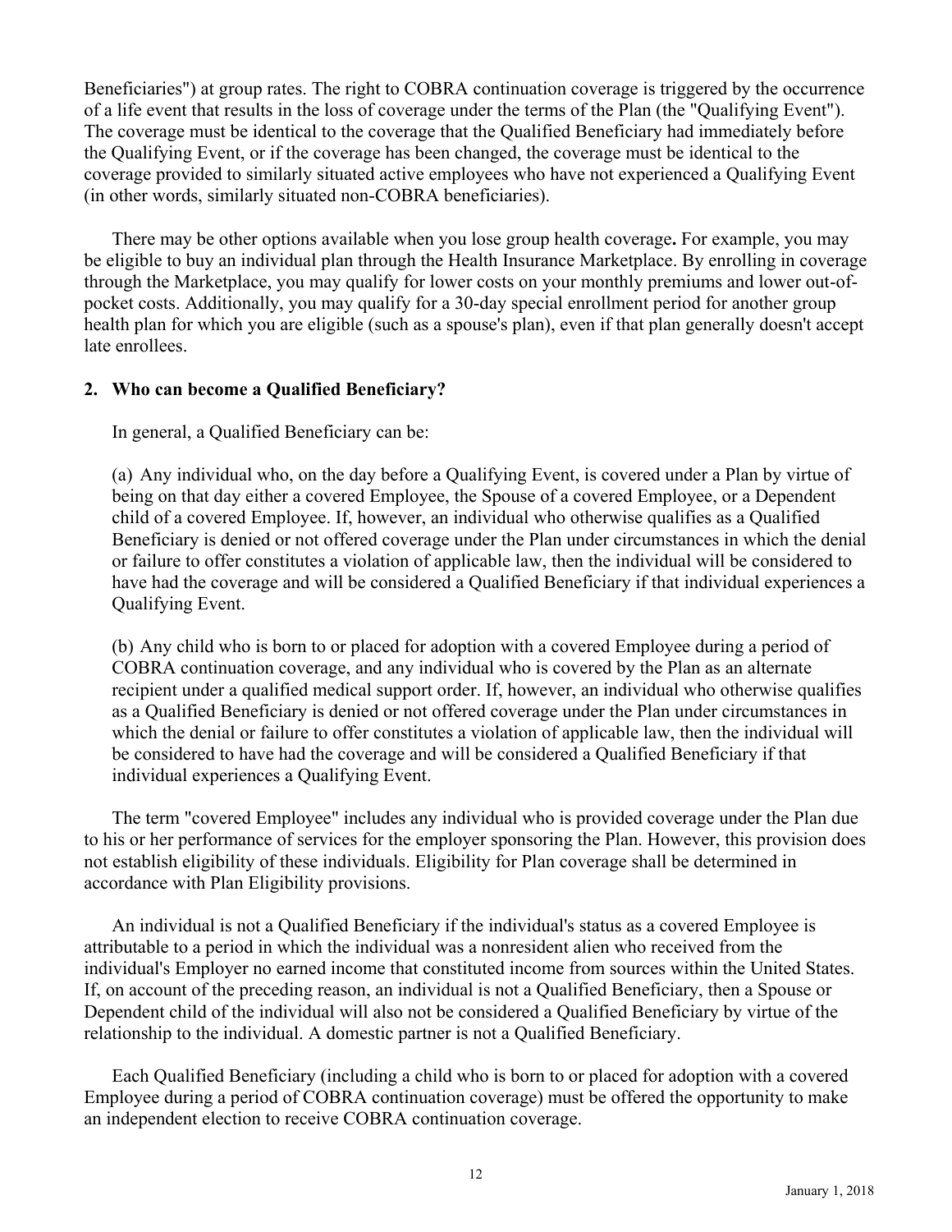Beneficiaries") at group rates. The right to COBRA continuation coverage is triggered by the occurrence of a life event that results in the loss of coverage under the terms of the Plan (the "Qualifying Event"). The coverage must be identical to the coverage that the Qualified Beneficiary had immediately before the Qualifying Event, or if the coverage has been changed, the coverage must be identical to the coverage provided to similarly situated active employees who have not experienced a Qualifying Event (in other words, similarly situated non-COBRA beneficiaries).

There may be other options available when you lose group health coverage**.** For example, you may be eligible to buy an individual plan through the Health Insurance Marketplace. By enrolling in coverage through the Marketplace, you may qualify for lower costs on your monthly premiums and lower out-of-pocket costs. Additionally, you may qualify for a 30-day special enrollment period for another group health plan for which you are eligible (such as a spouse's plan), even if that plan generally doesn't accept late enrollees.

**2. Who can become a Qualified Beneficiary?**

In general, a Qualified Beneficiary can be:

(a) Any individual who, on the day before a Qualifying Event, is covered under a Plan by virtue of being on that day either a covered Employee, the Spouse of a covered Employee, or a Dependent child of a covered Employee. If, however, an individual who otherwise qualifies as a Qualified Beneficiary is denied or not offered coverage under the Plan under circumstances in which the denial or failure to offer constitutes a violation of applicable law, then the individual will be considered to have had the coverage and will be considered a Qualified Beneficiary if that individual experiences a Qualifying Event.

(b) Any child who is born to or placed for adoption with a covered Employee during a period of COBRA continuation coverage, and any individual who is covered by the Plan as an alternate recipient under a qualified medical support order. If, however, an individual who otherwise qualifies as a Qualified Beneficiary is denied or not offered coverage under the Plan under circumstances in which the denial or failure to offer constitutes a violation of applicable law, then the individual will be considered to have had the coverage and will be considered a Qualified Beneficiary if that individual experiences a Qualifying Event.

The term "covered Employee" includes any individual who is provided coverage under the Plan due to his or her performance of services for the employer sponsoring the Plan. However, this provision does not establish eligibility of these individuals. Eligibility for Plan coverage shall be determined in accordance with Plan Eligibility provisions.

An individual is not a Qualified Beneficiary if the individual's status as a covered Employee is attributable to a period in which the individual was a nonresident alien who received from the individual's Employer no earned income that constituted income from sources within the United States. If, on account of the preceding reason, an individual is not a Qualified Beneficiary, then a Spouse or Dependent child of the individual will also not be considered a Qualified Beneficiary by virtue of the relationship to the individual. A domestic partner is not a Qualified Beneficiary.

Each Qualified Beneficiary (including a child who is born to or placed for adoption with a covered Employee during a period of COBRA continuation coverage) must be offered the opportunity to make an independent election to receive COBRA continuation coverage.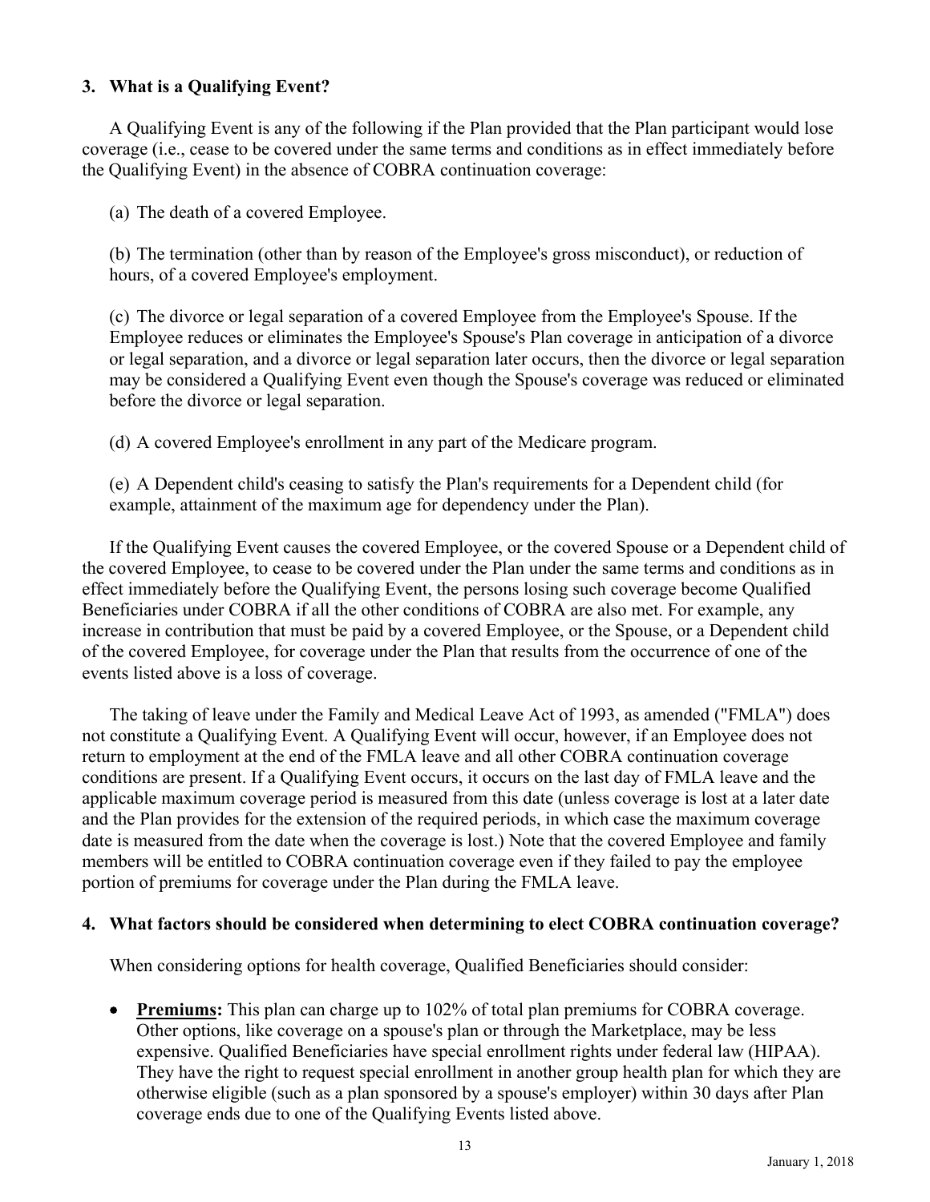### 3. What is a Qualifying Event?

A Qualifying Event is any of the following if the Plan provided that the Plan participant would lose coverage (i.e., cease to be covered under the same terms and conditions as in effect immediately before the Qualifying Event) in the absence of COBRA continuation coverage:

(a) The death of a covered Employee.

(b) The termination (other than by reason of the Employee's gross misconduct), or reduction of hours, of a covered Employee's employment.

(c) The divorce or legal separation of a covered Employee from the Employee's Spouse. If the Employee reduces or eliminates the Employee's Spouse's Plan coverage in anticipation of a divorce or legal separation, and a divorce or legal separation later occurs, then the divorce or legal separation may be considered a Qualifying Event even though the Spouse's coverage was reduced or eliminated before the divorce or legal separation.

(d) A covered Employee's enrollment in any part of the Medicare program.

(e) A Dependent child's ceasing to satisfy the Plan's requirements for a Dependent child (for example, attainment of the maximum age for dependency under the Plan).

If the Qualifying Event causes the covered Employee, or the covered Spouse or a Dependent child of the covered Employee, to cease to be covered under the Plan under the same terms and conditions as in effect immediately before the Qualifying Event, the persons losing such coverage become Qualified Beneficiaries under COBRA if all the other conditions of COBRA are also met. For example, any increase in contribution that must be paid by a covered Employee, or the Spouse, or a Dependent child of the covered Employee, for coverage under the Plan that results from the occurrence of one of the events listed above is a loss of coverage.

The taking of leave under the Family and Medical Leave Act of 1993, as amended ("FMLA") does not constitute a Qualifying Event. A Qualifying Event will occur, however, if an Employee does not return to employment at the end of the FMLA leave and all other COBRA continuation coverage conditions are present. If a Qualifying Event occurs, it occurs on the last day of FMLA leave and the applicable maximum coverage period is measured from this date (unless coverage is lost at a later date and the Plan provides for the extension of the required periods, in which case the maximum coverage date is measured from the date when the coverage is lost.) Note that the covered Employee and family members will be entitled to COBRA continuation coverage even if they failed to pay the employee portion of premiums for coverage under the Plan during the FMLA leave.

### 4. What factors should be considered when determining to elect COBRA continuation coverage?

When considering options for health coverage, Qualified Beneficiaries should consider:

- **Premiums:** This plan can charge up to 102% of total plan premiums for COBRA coverage. Other options, like coverage on a spouse's plan or through the Marketplace, may be less expensive. Qualified Beneficiaries have special enrollment rights under federal law (HIPAA). They have the right to request special enrollment in another group health plan for which they are otherwise eligible (such as a plan sponsored by a spouse's employer) within 30 days after Plan coverage ends due to one of the Qualifying Events listed above.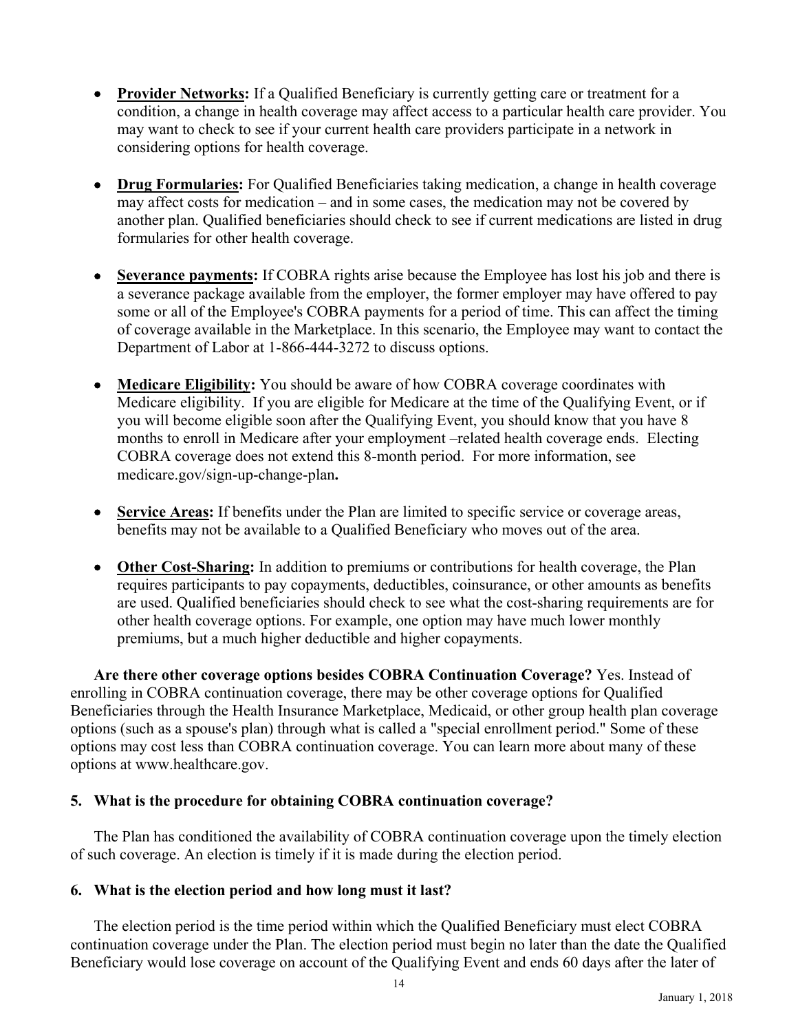- **Provider Networks:** If a Qualified Beneficiary is currently getting care or treatment for a condition, a change in health coverage may affect access to a particular health care provider. You may want to check to see if your current health care providers participate in a network in considering options for health coverage.

- **Drug Formularies:** For Qualified Beneficiaries taking medication, a change in health coverage may affect costs for medication – and in some cases, the medication may not be covered by another plan. Qualified beneficiaries should check to see if current medications are listed in drug formularies for other health coverage.

- **Severance payments:** If COBRA rights arise because the Employee has lost his job and there is a severance package available from the employer, the former employer may have offered to pay some or all of the Employee's COBRA payments for a period of time. This can affect the timing of coverage available in the Marketplace. In this scenario, the Employee may want to contact the Department of Labor at 1-866-444-3272 to discuss options.

- **Medicare Eligibility:** You should be aware of how COBRA coverage coordinates with Medicare eligibility. If you are eligible for Medicare at the time of the Qualifying Event, or if you will become eligible soon after the Qualifying Event, you should know that you have 8 months to enroll in Medicare after your employment –related health coverage ends. Electing COBRA coverage does not extend this 8-month period. For more information, see medicare.gov/sign-up-change-plan**.**

- **Service Areas:** If benefits under the Plan are limited to specific service or coverage areas, benefits may not be available to a Qualified Beneficiary who moves out of the area.

- **Other Cost-Sharing:** In addition to premiums or contributions for health coverage, the Plan requires participants to pay copayments, deductibles, coinsurance, or other amounts as benefits are used. Qualified beneficiaries should check to see what the cost-sharing requirements are for other health coverage options. For example, one option may have much lower monthly premiums, but a much higher deductible and higher copayments.

**Are there other coverage options besides COBRA Continuation Coverage?** Yes. Instead of enrolling in COBRA continuation coverage, there may be other coverage options for Qualified Beneficiaries through the Health Insurance Marketplace, Medicaid, or other group health plan coverage options (such as a spouse's plan) through what is called a "special enrollment period." Some of these options may cost less than COBRA continuation coverage. You can learn more about many of these options at www.healthcare.gov.

**5. What is the procedure for obtaining COBRA continuation coverage?**

The Plan has conditioned the availability of COBRA continuation coverage upon the timely election of such coverage. An election is timely if it is made during the election period.

**6. What is the election period and how long must it last?**

The election period is the time period within which the Qualified Beneficiary must elect COBRA continuation coverage under the Plan. The election period must begin no later than the date the Qualified Beneficiary would lose coverage on account of the Qualifying Event and ends 60 days after the later of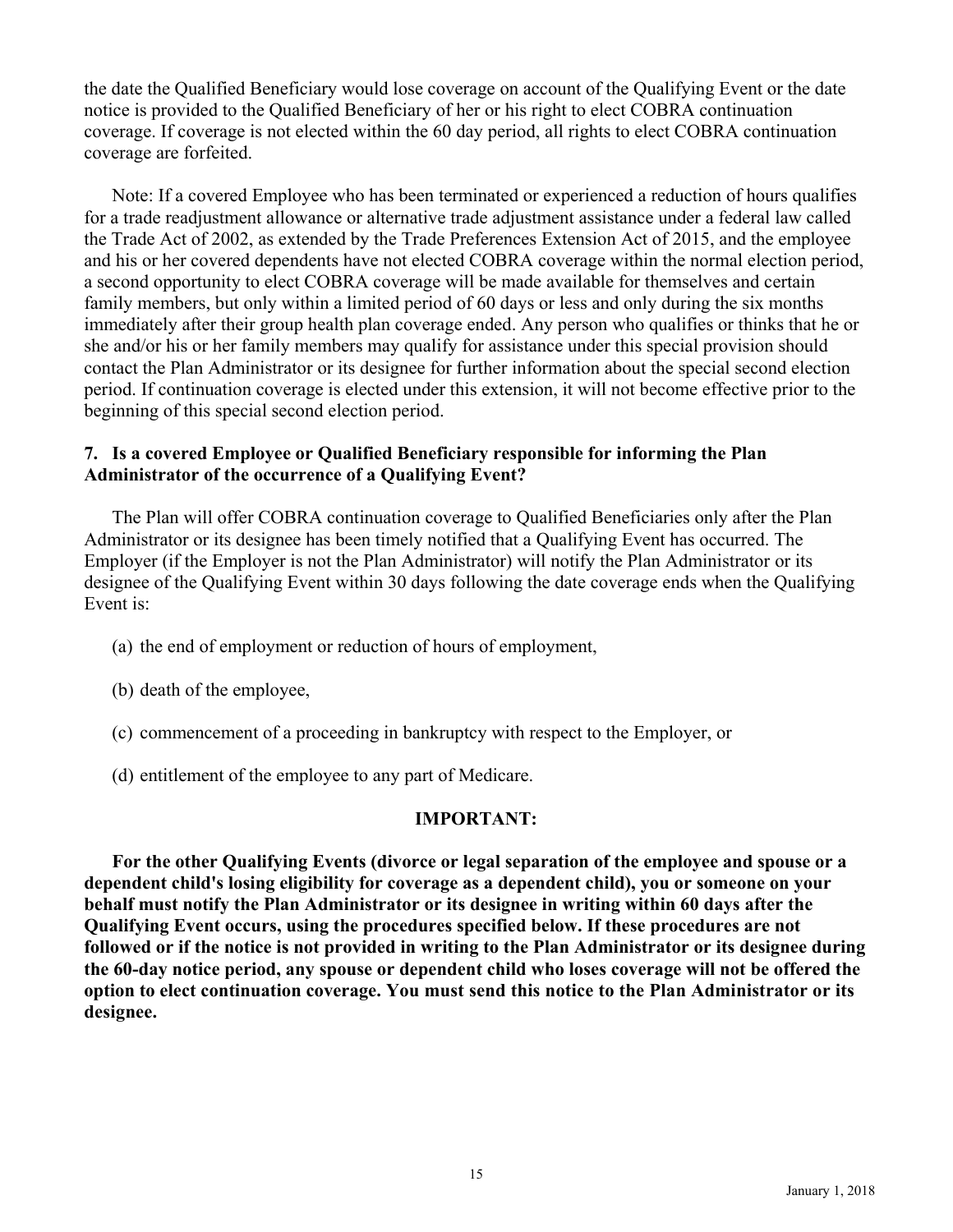the date the Qualified Beneficiary would lose coverage on account of the Qualifying Event or the date notice is provided to the Qualified Beneficiary of her or his right to elect COBRA continuation coverage. If coverage is not elected within the 60 day period, all rights to elect COBRA continuation coverage are forfeited.

Note: If a covered Employee who has been terminated or experienced a reduction of hours qualifies for a trade readjustment allowance or alternative trade adjustment assistance under a federal law called the Trade Act of 2002, as extended by the Trade Preferences Extension Act of 2015, and the employee and his or her covered dependents have not elected COBRA coverage within the normal election period, a second opportunity to elect COBRA coverage will be made available for themselves and certain family members, but only within a limited period of 60 days or less and only during the six months immediately after their group health plan coverage ended. Any person who qualifies or thinks that he or she and/or his or her family members may qualify for assistance under this special provision should contact the Plan Administrator or its designee for further information about the special second election period. If continuation coverage is elected under this extension, it will not become effective prior to the beginning of this special second election period.

### 7. Is a covered Employee or Qualified Beneficiary responsible for informing the Plan Administrator of the occurrence of a Qualifying Event?

The Plan will offer COBRA continuation coverage to Qualified Beneficiaries only after the Plan Administrator or its designee has been timely notified that a Qualifying Event has occurred. The Employer (if the Employer is not the Plan Administrator) will notify the Plan Administrator or its designee of the Qualifying Event within 30 days following the date coverage ends when the Qualifying Event is:

(a) the end of employment or reduction of hours of employment,

(b) death of the employee,

(c) commencement of a proceeding in bankruptcy with respect to the Employer, or

(d) entitlement of the employee to any part of Medicare.

**IMPORTANT:**

**For the other Qualifying Events (divorce or legal separation of the employee and spouse or a dependent child's losing eligibility for coverage as a dependent child), you or someone on your behalf must notify the Plan Administrator or its designee in writing within 60 days after the Qualifying Event occurs, using the procedures specified below. If these procedures are not followed or if the notice is not provided in writing to the Plan Administrator or its designee during the 60-day notice period, any spouse or dependent child who loses coverage will not be offered the option to elect continuation coverage. You must send this notice to the Plan Administrator or its designee.**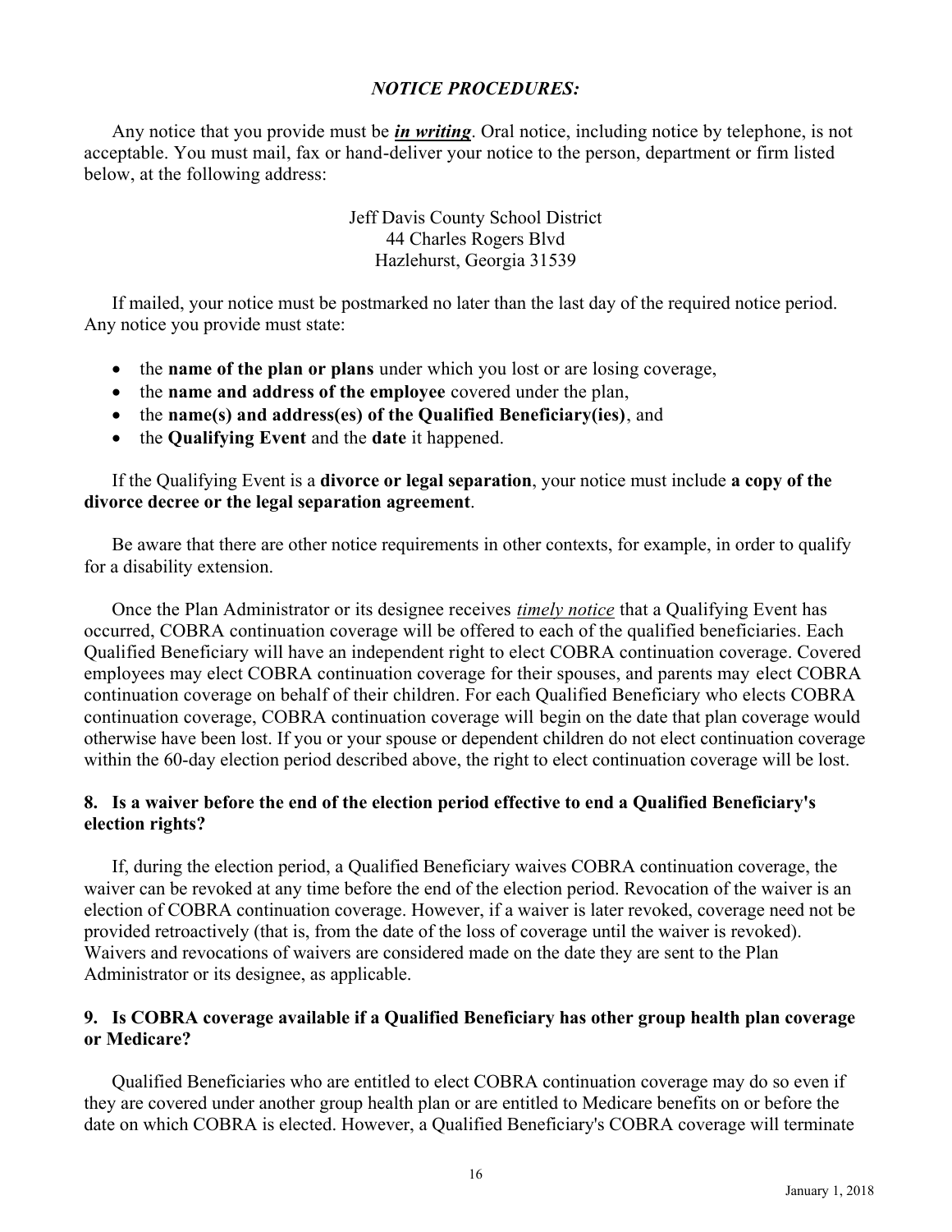### *NOTICE PROCEDURES:*

Any notice that you provide must be ***<u>in writing</u>***. Oral notice, including notice by telephone, is not acceptable. You must mail, fax or hand-deliver your notice to the person, department or firm listed below, at the following address:

Jeff Davis County School District
44 Charles Rogers Blvd
Hazlehurst, Georgia 31539

If mailed, your notice must be postmarked no later than the last day of the required notice period. Any notice you provide must state:

- the **name of the plan or plans** under which you lost or are losing coverage,
- the **name and address of the employee** covered under the plan,
- the **name(s) and address(es) of the Qualified Beneficiary(ies)**, and
- the **Qualifying Event** and the **date** it happened.

If the Qualifying Event is a **divorce or legal separation**, your notice must include **a copy of the divorce decree or the legal separation agreement**.

Be aware that there are other notice requirements in other contexts, for example, in order to qualify for a disability extension.

Once the Plan Administrator or its designee receives *<u>timely notice</u>* that a Qualifying Event has occurred, COBRA continuation coverage will be offered to each of the qualified beneficiaries. Each Qualified Beneficiary will have an independent right to elect COBRA continuation coverage. Covered employees may elect COBRA continuation coverage for their spouses, and parents may elect COBRA continuation coverage on behalf of their children. For each Qualified Beneficiary who elects COBRA continuation coverage, COBRA continuation coverage will begin on the date that plan coverage would otherwise have been lost. If you or your spouse or dependent children do not elect continuation coverage within the 60-day election period described above, the right to elect continuation coverage will be lost.

### 8. Is a waiver before the end of the election period effective to end a Qualified Beneficiary's election rights?

If, during the election period, a Qualified Beneficiary waives COBRA continuation coverage, the waiver can be revoked at any time before the end of the election period. Revocation of the waiver is an election of COBRA continuation coverage. However, if a waiver is later revoked, coverage need not be provided retroactively (that is, from the date of the loss of coverage until the waiver is revoked). Waivers and revocations of waivers are considered made on the date they are sent to the Plan Administrator or its designee, as applicable.

### 9. Is COBRA coverage available if a Qualified Beneficiary has other group health plan coverage or Medicare?

Qualified Beneficiaries who are entitled to elect COBRA continuation coverage may do so even if they are covered under another group health plan or are entitled to Medicare benefits on or before the date on which COBRA is elected. However, a Qualified Beneficiary's COBRA coverage will terminate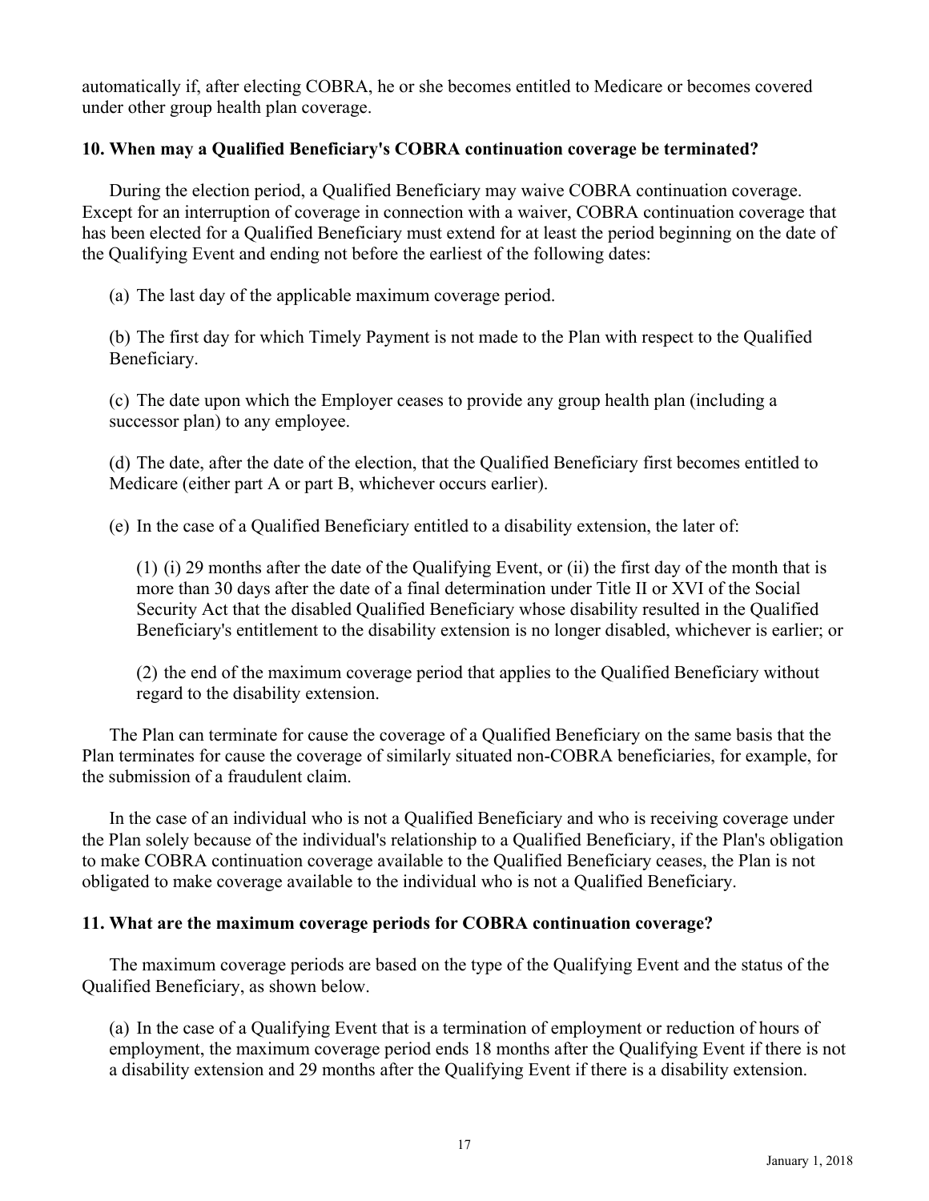automatically if, after electing COBRA, he or she becomes entitled to Medicare or becomes covered under other group health plan coverage.

### 10. When may a Qualified Beneficiary's COBRA continuation coverage be terminated?

During the election period, a Qualified Beneficiary may waive COBRA continuation coverage. Except for an interruption of coverage in connection with a waiver, COBRA continuation coverage that has been elected for a Qualified Beneficiary must extend for at least the period beginning on the date of the Qualifying Event and ending not before the earliest of the following dates:

(a) The last day of the applicable maximum coverage period.

(b) The first day for which Timely Payment is not made to the Plan with respect to the Qualified Beneficiary.

(c) The date upon which the Employer ceases to provide any group health plan (including a successor plan) to any employee.

(d) The date, after the date of the election, that the Qualified Beneficiary first becomes entitled to Medicare (either part A or part B, whichever occurs earlier).

(e) In the case of a Qualified Beneficiary entitled to a disability extension, the later of:

> (1) (i) 29 months after the date of the Qualifying Event, or (ii) the first day of the month that is more than 30 days after the date of a final determination under Title II or XVI of the Social Security Act that the disabled Qualified Beneficiary whose disability resulted in the Qualified Beneficiary's entitlement to the disability extension is no longer disabled, whichever is earlier; or
>
> (2) the end of the maximum coverage period that applies to the Qualified Beneficiary without regard to the disability extension.

The Plan can terminate for cause the coverage of a Qualified Beneficiary on the same basis that the Plan terminates for cause the coverage of similarly situated non-COBRA beneficiaries, for example, for the submission of a fraudulent claim.

In the case of an individual who is not a Qualified Beneficiary and who is receiving coverage under the Plan solely because of the individual's relationship to a Qualified Beneficiary, if the Plan's obligation to make COBRA continuation coverage available to the Qualified Beneficiary ceases, the Plan is not obligated to make coverage available to the individual who is not a Qualified Beneficiary.

### 11. What are the maximum coverage periods for COBRA continuation coverage?

The maximum coverage periods are based on the type of the Qualifying Event and the status of the Qualified Beneficiary, as shown below.

(a) In the case of a Qualifying Event that is a termination of employment or reduction of hours of employment, the maximum coverage period ends 18 months after the Qualifying Event if there is not a disability extension and 29 months after the Qualifying Event if there is a disability extension.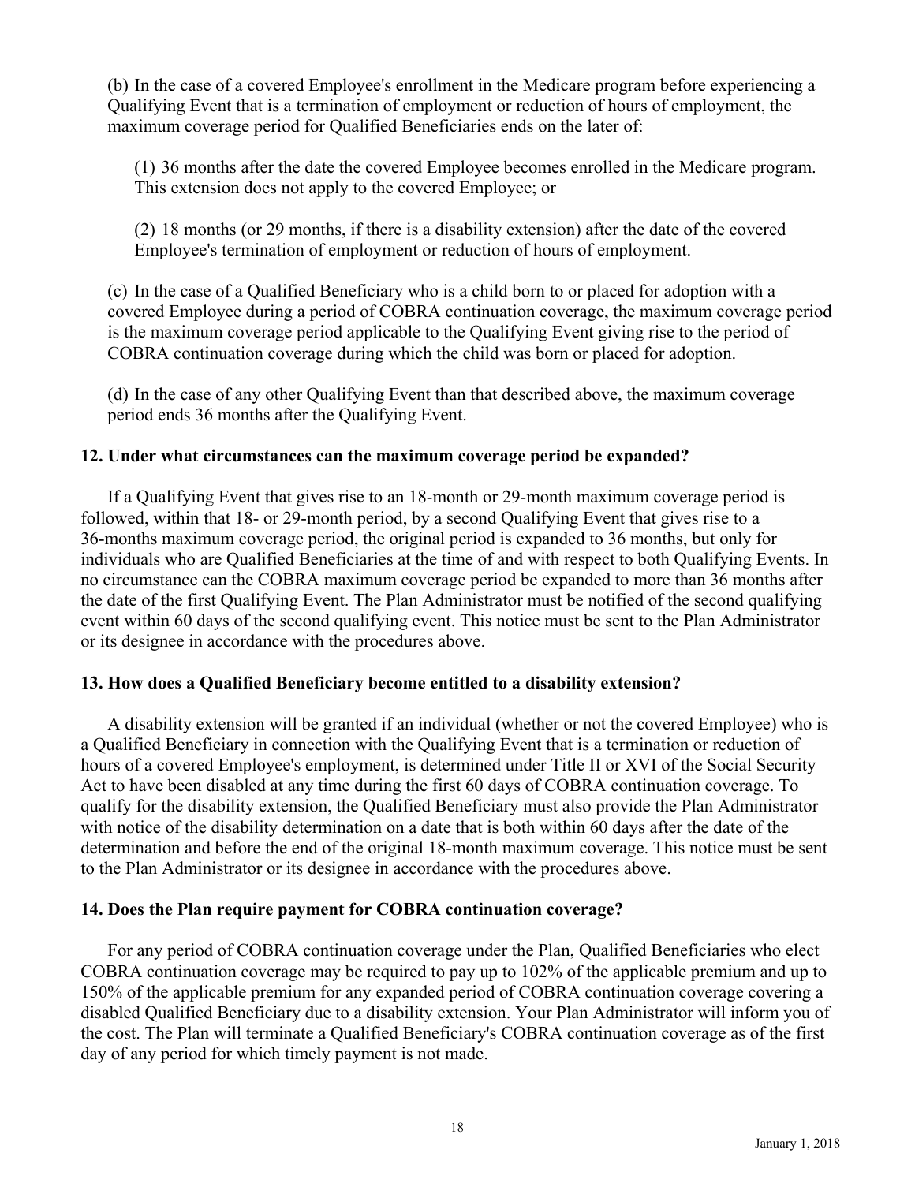(b) In the case of a covered Employee's enrollment in the Medicare program before experiencing a Qualifying Event that is a termination of employment or reduction of hours of employment, the maximum coverage period for Qualified Beneficiaries ends on the later of:

(1) 36 months after the date the covered Employee becomes enrolled in the Medicare program. This extension does not apply to the covered Employee; or

(2) 18 months (or 29 months, if there is a disability extension) after the date of the covered Employee's termination of employment or reduction of hours of employment.

(c) In the case of a Qualified Beneficiary who is a child born to or placed for adoption with a covered Employee during a period of COBRA continuation coverage, the maximum coverage period is the maximum coverage period applicable to the Qualifying Event giving rise to the period of COBRA continuation coverage during which the child was born or placed for adoption.

(d) In the case of any other Qualifying Event than that described above, the maximum coverage period ends 36 months after the Qualifying Event.

**12. Under what circumstances can the maximum coverage period be expanded?**

If a Qualifying Event that gives rise to an 18-month or 29-month maximum coverage period is followed, within that 18- or 29-month period, by a second Qualifying Event that gives rise to a 36-months maximum coverage period, the original period is expanded to 36 months, but only for individuals who are Qualified Beneficiaries at the time of and with respect to both Qualifying Events. In no circumstance can the COBRA maximum coverage period be expanded to more than 36 months after the date of the first Qualifying Event. The Plan Administrator must be notified of the second qualifying event within 60 days of the second qualifying event. This notice must be sent to the Plan Administrator or its designee in accordance with the procedures above.

**13. How does a Qualified Beneficiary become entitled to a disability extension?**

A disability extension will be granted if an individual (whether or not the covered Employee) who is a Qualified Beneficiary in connection with the Qualifying Event that is a termination or reduction of hours of a covered Employee's employment, is determined under Title II or XVI of the Social Security Act to have been disabled at any time during the first 60 days of COBRA continuation coverage. To qualify for the disability extension, the Qualified Beneficiary must also provide the Plan Administrator with notice of the disability determination on a date that is both within 60 days after the date of the determination and before the end of the original 18-month maximum coverage. This notice must be sent to the Plan Administrator or its designee in accordance with the procedures above.

**14. Does the Plan require payment for COBRA continuation coverage?**

For any period of COBRA continuation coverage under the Plan, Qualified Beneficiaries who elect COBRA continuation coverage may be required to pay up to 102% of the applicable premium and up to 150% of the applicable premium for any expanded period of COBRA continuation coverage covering a disabled Qualified Beneficiary due to a disability extension. Your Plan Administrator will inform you of the cost. The Plan will terminate a Qualified Beneficiary's COBRA continuation coverage as of the first day of any period for which timely payment is not made.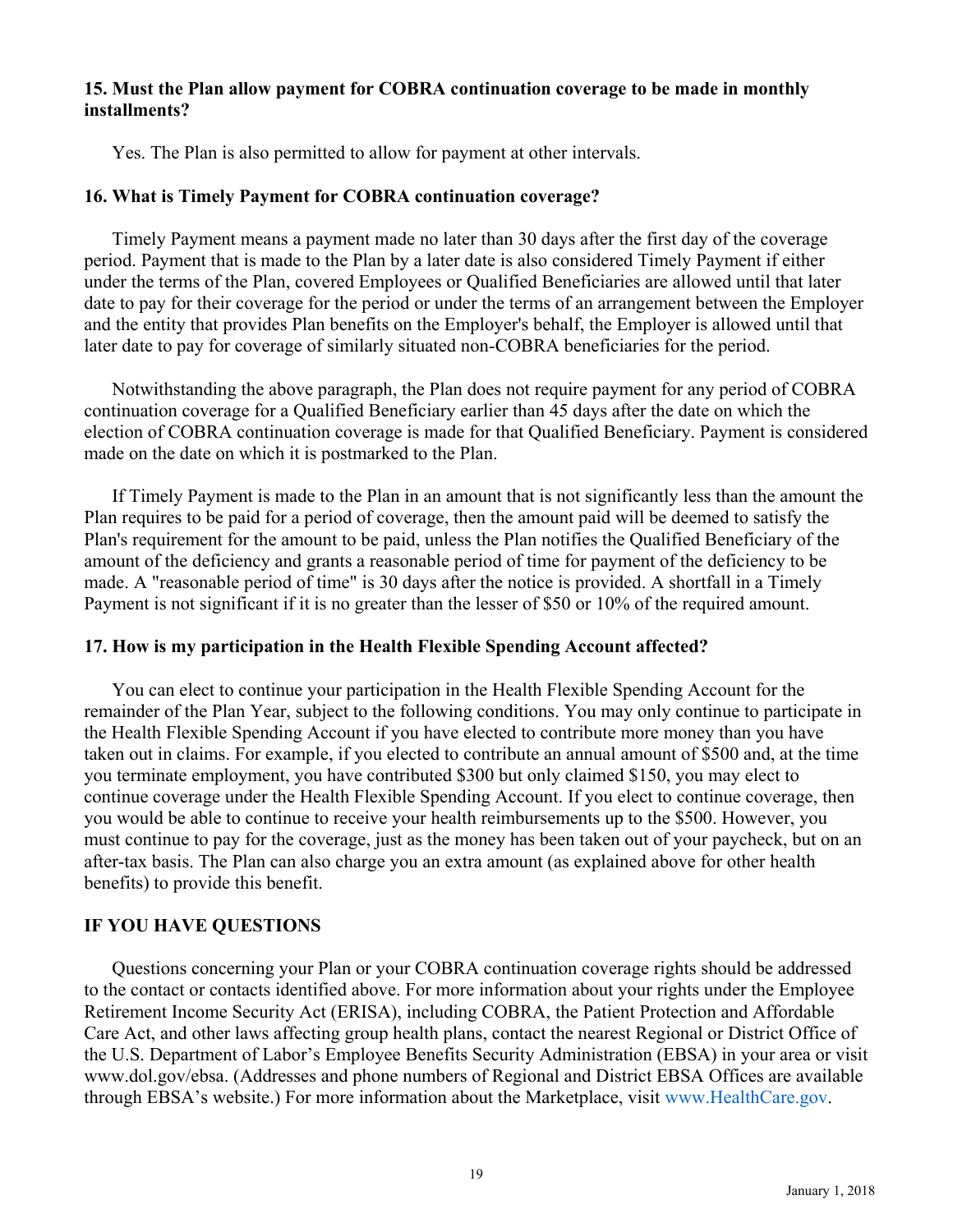**15. Must the Plan allow payment for COBRA continuation coverage to be made in monthly installments?**

Yes. The Plan is also permitted to allow for payment at other intervals.

**16. What is Timely Payment for COBRA continuation coverage?**

Timely Payment means a payment made no later than 30 days after the first day of the coverage period. Payment that is made to the Plan by a later date is also considered Timely Payment if either under the terms of the Plan, covered Employees or Qualified Beneficiaries are allowed until that later date to pay for their coverage for the period or under the terms of an arrangement between the Employer and the entity that provides Plan benefits on the Employer's behalf, the Employer is allowed until that later date to pay for coverage of similarly situated non-COBRA beneficiaries for the period.

Notwithstanding the above paragraph, the Plan does not require payment for any period of COBRA continuation coverage for a Qualified Beneficiary earlier than 45 days after the date on which the election of COBRA continuation coverage is made for that Qualified Beneficiary. Payment is considered made on the date on which it is postmarked to the Plan.

If Timely Payment is made to the Plan in an amount that is not significantly less than the amount the Plan requires to be paid for a period of coverage, then the amount paid will be deemed to satisfy the Plan's requirement for the amount to be paid, unless the Plan notifies the Qualified Beneficiary of the amount of the deficiency and grants a reasonable period of time for payment of the deficiency to be made. A "reasonable period of time" is 30 days after the notice is provided. A shortfall in a Timely Payment is not significant if it is no greater than the lesser of $50 or 10% of the required amount.

**17. How is my participation in the Health Flexible Spending Account affected?**

You can elect to continue your participation in the Health Flexible Spending Account for the remainder of the Plan Year, subject to the following conditions. You may only continue to participate in the Health Flexible Spending Account if you have elected to contribute more money than you have taken out in claims. For example, if you elected to contribute an annual amount of $500 and, at the time you terminate employment, you have contributed $300 but only claimed $150, you may elect to continue coverage under the Health Flexible Spending Account. If you elect to continue coverage, then you would be able to continue to receive your health reimbursements up to the $500. However, you must continue to pay for the coverage, just as the money has been taken out of your paycheck, but on an after-tax basis. The Plan can also charge you an extra amount (as explained above for other health benefits) to provide this benefit.

## IF YOU HAVE QUESTIONS

Questions concerning your Plan or your COBRA continuation coverage rights should be addressed to the contact or contacts identified above. For more information about your rights under the Employee Retirement Income Security Act (ERISA), including COBRA, the Patient Protection and Affordable Care Act, and other laws affecting group health plans, contact the nearest Regional or District Office of the U.S. Department of Labor's Employee Benefits Security Administration (EBSA) in your area or visit www.dol.gov/ebsa. (Addresses and phone numbers of Regional and District EBSA Offices are available through EBSA's website.) For more information about the Marketplace, visit www.HealthCare.gov.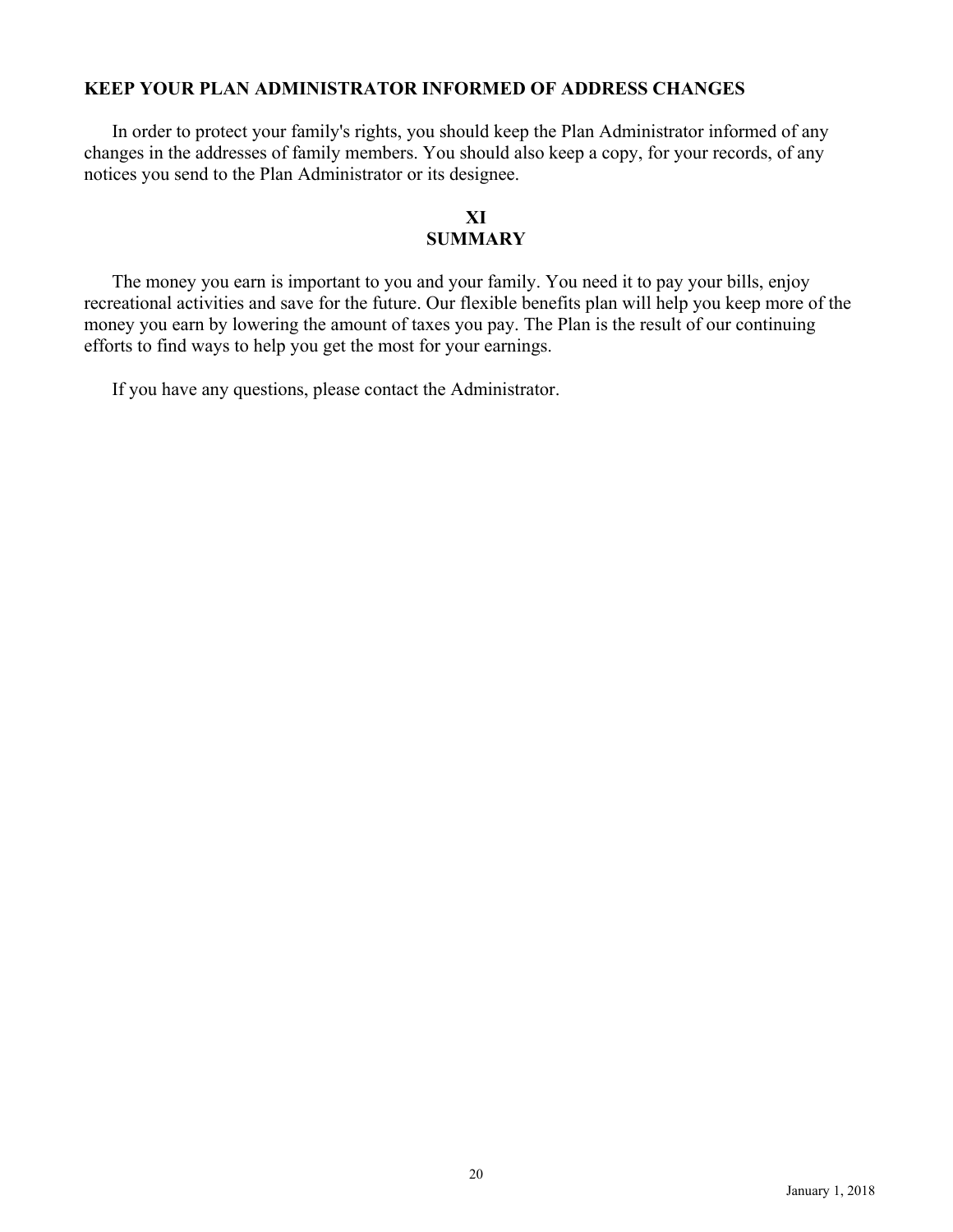**KEEP YOUR PLAN ADMINISTRATOR INFORMED OF ADDRESS CHANGES**

In order to protect your family's rights, you should keep the Plan Administrator informed of any changes in the addresses of family members. You should also keep a copy, for your records, of any notices you send to the Plan Administrator or its designee.

## XI
## SUMMARY

The money you earn is important to you and your family. You need it to pay your bills, enjoy recreational activities and save for the future. Our flexible benefits plan will help you keep more of the money you earn by lowering the amount of taxes you pay. The Plan is the result of our continuing efforts to find ways to help you get the most for your earnings.

If you have any questions, please contact the Administrator.